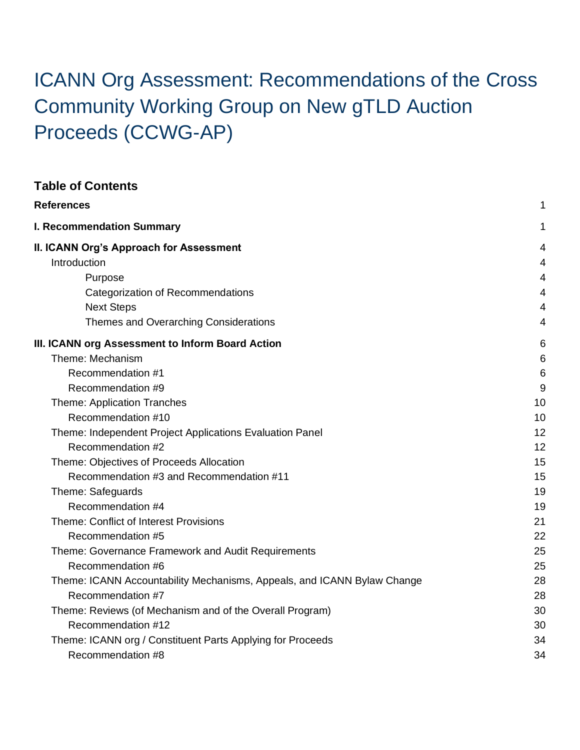# ICANN Org Assessment: Recommendations of the Cross Community Working Group on New gTLD Auction Proceeds (CCWG-AP)

## Table of Contents

**References** 1

**I. Recommendation Summary** 1

**II. ICANN Org's Approach for Assessment** 4

- Introduction 4
  - Purpose 4
  - Categorization of Recommendations 4
  - Next Steps 4
  - Themes and Overarching Considerations 4

**III. ICANN org Assessment to Inform Board Action** 6

- Theme: Mechanism 6
  - Recommendation #1 6
  - Recommendation #9 9
- Theme: Application Tranches 10
  - Recommendation #10 10
- Theme: Independent Project Applications Evaluation Panel 12
  - Recommendation #2 12
- Theme: Objectives of Proceeds Allocation 15
  - Recommendation #3 and Recommendation #11 15
- Theme: Safeguards 19
  - Recommendation #4 19
- Theme: Conflict of Interest Provisions 21
  - Recommendation #5 22
- Theme: Governance Framework and Audit Requirements 25
  - Recommendation #6 25
- Theme: ICANN Accountability Mechanisms, Appeals, and ICANN Bylaw Change 28
  - Recommendation #7 28
- Theme: Reviews (of Mechanism and of the Overall Program) 30
  - Recommendation #12 30
- Theme: ICANN org / Constituent Parts Applying for Proceeds 34
  - Recommendation #8 34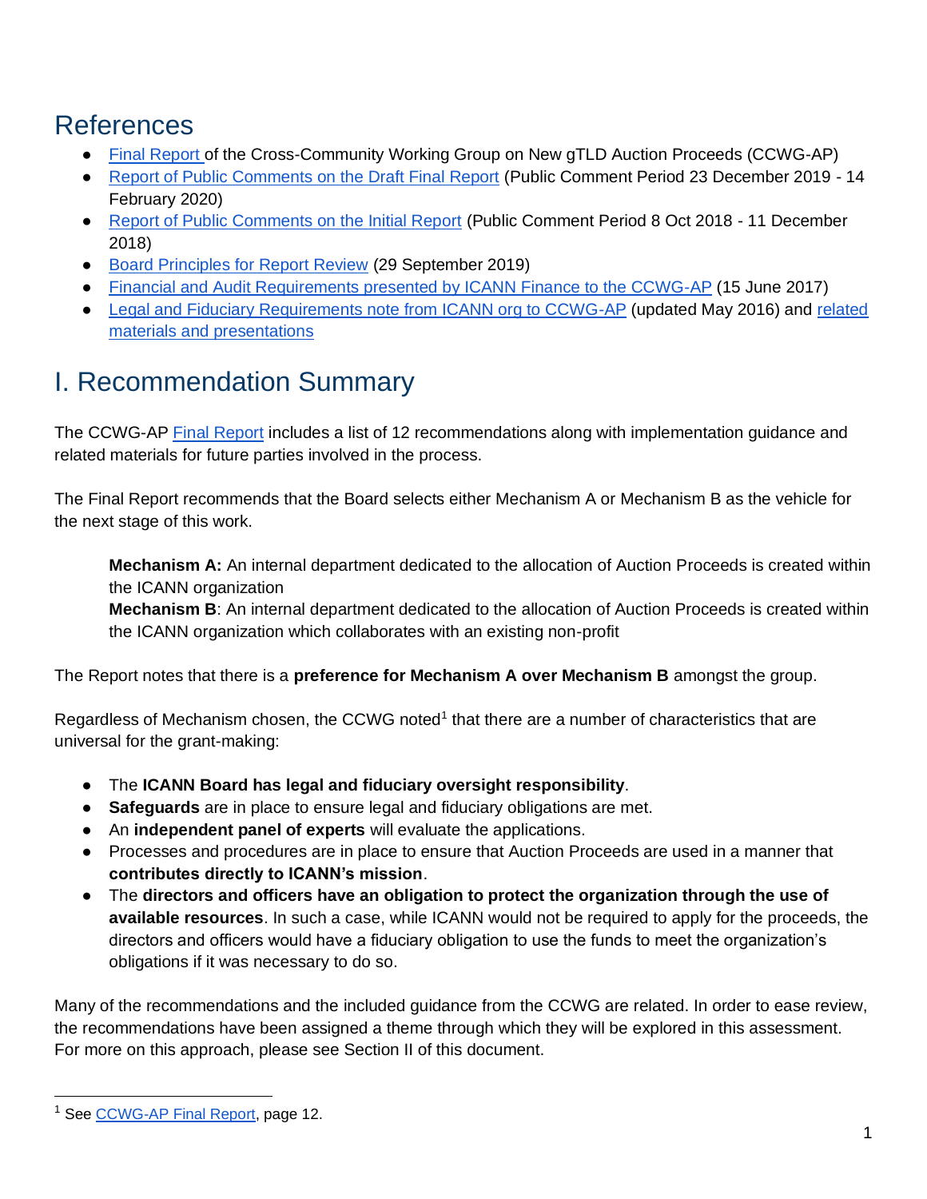## References

- Final Report of the Cross-Community Working Group on New gTLD Auction Proceeds (CCWG-AP)
- Report of Public Comments on the Draft Final Report (Public Comment Period 23 December 2019 - 14 February 2020)
- Report of Public Comments on the Initial Report (Public Comment Period 8 Oct 2018 - 11 December 2018)
- Board Principles for Report Review (29 September 2019)
- Financial and Audit Requirements presented by ICANN Finance to the CCWG-AP (15 June 2017)
- Legal and Fiduciary Requirements note from ICANN org to CCWG-AP (updated May 2016) and related materials and presentations

## I. Recommendation Summary

The CCWG-AP Final Report includes a list of 12 recommendations along with implementation guidance and related materials for future parties involved in the process.

The Final Report recommends that the Board selects either Mechanism A or Mechanism B as the vehicle for the next stage of this work.

> **Mechanism A:** An internal department dedicated to the allocation of Auction Proceeds is created within the ICANN organization
> **Mechanism B**: An internal department dedicated to the allocation of Auction Proceeds is created within the ICANN organization which collaborates with an existing non-profit

The Report notes that there is a **preference for Mechanism A over Mechanism B** amongst the group.

Regardless of Mechanism chosen, the CCWG noted[1] that there are a number of characteristics that are universal for the grant-making:

- The **ICANN Board has legal and fiduciary oversight responsibility**.
- **Safeguards** are in place to ensure legal and fiduciary obligations are met.
- An **independent panel of experts** will evaluate the applications.
- Processes and procedures are in place to ensure that Auction Proceeds are used in a manner that **contributes directly to ICANN's mission**.
- The **directors and officers have an obligation to protect the organization through the use of available resources**. In such a case, while ICANN would not be required to apply for the proceeds, the directors and officers would have a fiduciary obligation to use the funds to meet the organization's obligations if it was necessary to do so.

Many of the recommendations and the included guidance from the CCWG are related. In order to ease review, the recommendations have been assigned a theme through which they will be explored in this assessment. For more on this approach, please see Section II of this document.

[1] See CCWG-AP Final Report, page 12.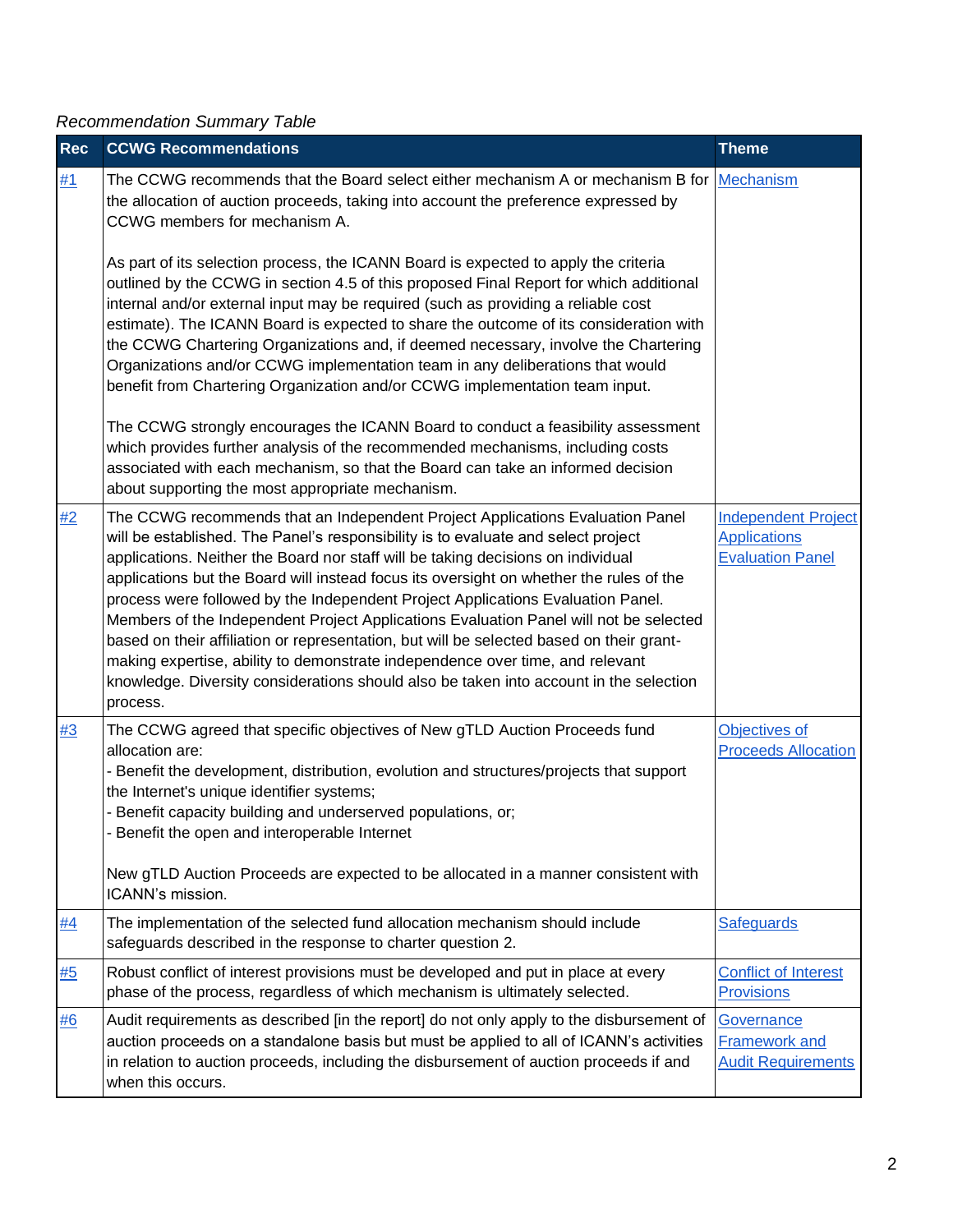*Recommendation Summary Table*

| Rec | CCWG Recommendations | Theme |
|---|---|---|
| #1 | The CCWG recommends that the Board select either mechanism A or mechanism B for the allocation of auction proceeds, taking into account the preference expressed by CCWG members for mechanism A.<br><br>As part of its selection process, the ICANN Board is expected to apply the criteria outlined by the CCWG in section 4.5 of this proposed Final Report for which additional internal and/or external input may be required (such as providing a reliable cost estimate). The ICANN Board is expected to share the outcome of its consideration with the CCWG Chartering Organizations and, if deemed necessary, involve the Chartering Organizations and/or CCWG implementation team in any deliberations that would benefit from Chartering Organization and/or CCWG implementation team input.<br><br>The CCWG strongly encourages the ICANN Board to conduct a feasibility assessment which provides further analysis of the recommended mechanisms, including costs associated with each mechanism, so that the Board can take an informed decision about supporting the most appropriate mechanism. | Mechanism |
| #2 | The CCWG recommends that an Independent Project Applications Evaluation Panel will be established. The Panel's responsibility is to evaluate and select project applications. Neither the Board nor staff will be taking decisions on individual applications but the Board will instead focus its oversight on whether the rules of the process were followed by the Independent Project Applications Evaluation Panel. Members of the Independent Project Applications Evaluation Panel will not be selected based on their affiliation or representation, but will be selected based on their grant-making expertise, ability to demonstrate independence over time, and relevant knowledge. Diversity considerations should also be taken into account in the selection process. | Independent Project Applications Evaluation Panel |
| #3 | The CCWG agreed that specific objectives of New gTLD Auction Proceeds fund allocation are:<br>- Benefit the development, distribution, evolution and structures/projects that support the Internet's unique identifier systems;<br>- Benefit capacity building and underserved populations, or;<br>- Benefit the open and interoperable Internet<br><br>New gTLD Auction Proceeds are expected to be allocated in a manner consistent with ICANN's mission. | Objectives of Proceeds Allocation |
| #4 | The implementation of the selected fund allocation mechanism should include safeguards described in the response to charter question 2. | Safeguards |
| #5 | Robust conflict of interest provisions must be developed and put in place at every phase of the process, regardless of which mechanism is ultimately selected. | Conflict of Interest Provisions |
| #6 | Audit requirements as described [in the report] do not only apply to the disbursement of auction proceeds on a standalone basis but must be applied to all of ICANN's activities in relation to auction proceeds, including the disbursement of auction proceeds if and when this occurs. | Governance Framework and Audit Requirements |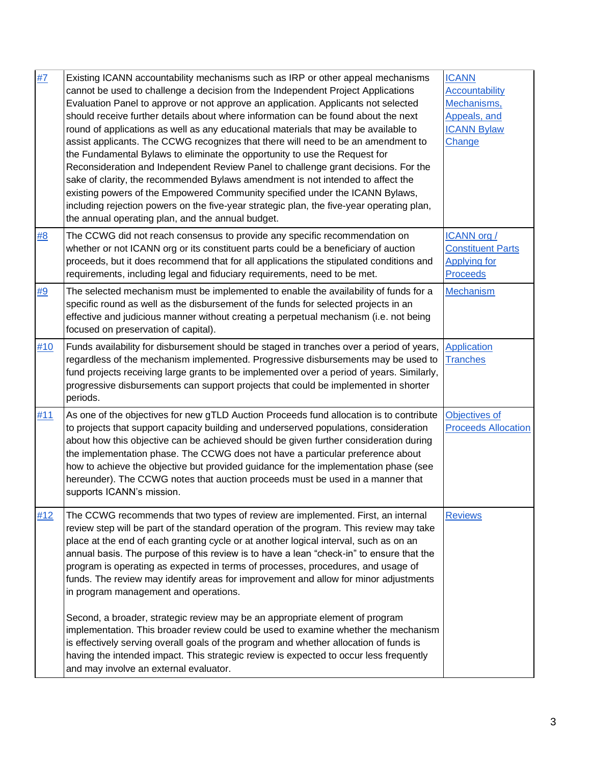| | | |
|---|---|---|
| #7 | Existing ICANN accountability mechanisms such as IRP or other appeal mechanisms cannot be used to challenge a decision from the Independent Project Applications Evaluation Panel to approve or not approve an application. Applicants not selected should receive further details about where information can be found about the next round of applications as well as any educational materials that may be available to assist applicants. The CCWG recognizes that there will need to be an amendment to the Fundamental Bylaws to eliminate the opportunity to use the Request for Reconsideration and Independent Review Panel to challenge grant decisions. For the sake of clarity, the recommended Bylaws amendment is not intended to affect the existing powers of the Empowered Community specified under the ICANN Bylaws, including rejection powers on the five-year strategic plan, the five-year operating plan, the annual operating plan, and the annual budget. | ICANN Accountability Mechanisms, Appeals, and ICANN Bylaw Change |
| #8 | The CCWG did not reach consensus to provide any specific recommendation on whether or not ICANN org or its constituent parts could be a beneficiary of auction proceeds, but it does recommend that for all applications the stipulated conditions and requirements, including legal and fiduciary requirements, need to be met. | ICANN org / Constituent Parts Applying for Proceeds |
| #9 | The selected mechanism must be implemented to enable the availability of funds for a specific round as well as the disbursement of the funds for selected projects in an effective and judicious manner without creating a perpetual mechanism (i.e. not being focused on preservation of capital). | Mechanism |
| #10 | Funds availability for disbursement should be staged in tranches over a period of years, regardless of the mechanism implemented. Progressive disbursements may be used to fund projects receiving large grants to be implemented over a period of years. Similarly, progressive disbursements can support projects that could be implemented in shorter periods. | Application Tranches |
| #11 | As one of the objectives for new gTLD Auction Proceeds fund allocation is to contribute to projects that support capacity building and underserved populations, consideration about how this objective can be achieved should be given further consideration during the implementation phase. The CCWG does not have a particular preference about how to achieve the objective but provided guidance for the implementation phase (see hereunder). The CCWG notes that auction proceeds must be used in a manner that supports ICANN's mission. | Objectives of Proceeds Allocation |
| #12 | The CCWG recommends that two types of review are implemented. First, an internal review step will be part of the standard operation of the program. This review may take place at the end of each granting cycle or at another logical interval, such as on an annual basis. The purpose of this review is to have a lean "check-in" to ensure that the program is operating as expected in terms of processes, procedures, and usage of funds. The review may identify areas for improvement and allow for minor adjustments in program management and operations.<br><br>Second, a broader, strategic review may be an appropriate element of program implementation. This broader review could be used to examine whether the mechanism is effectively serving overall goals of the program and whether allocation of funds is having the intended impact. This strategic review is expected to occur less frequently and may involve an external evaluator. | Reviews |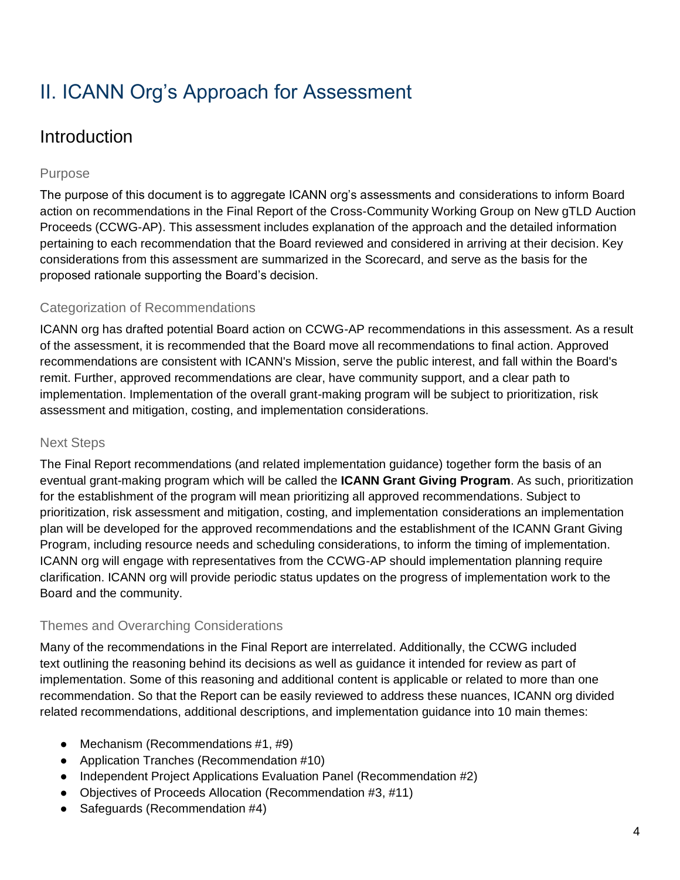# II. ICANN Org's Approach for Assessment

## Introduction

### Purpose

The purpose of this document is to aggregate ICANN org's assessments and considerations to inform Board action on recommendations in the Final Report of the Cross-Community Working Group on New gTLD Auction Proceeds (CCWG-AP). This assessment includes explanation of the approach and the detailed information pertaining to each recommendation that the Board reviewed and considered in arriving at their decision. Key considerations from this assessment are summarized in the Scorecard, and serve as the basis for the proposed rationale supporting the Board's decision.

### Categorization of Recommendations

ICANN org has drafted potential Board action on CCWG-AP recommendations in this assessment. As a result of the assessment, it is recommended that the Board move all recommendations to final action. Approved recommendations are consistent with ICANN's Mission, serve the public interest, and fall within the Board's remit. Further, approved recommendations are clear, have community support, and a clear path to implementation. Implementation of the overall grant-making program will be subject to prioritization, risk assessment and mitigation, costing, and implementation considerations.

### Next Steps

The Final Report recommendations (and related implementation guidance) together form the basis of an eventual grant-making program which will be called the **ICANN Grant Giving Program**. As such, prioritization for the establishment of the program will mean prioritizing all approved recommendations. Subject to prioritization, risk assessment and mitigation, costing, and implementation considerations an implementation plan will be developed for the approved recommendations and the establishment of the ICANN Grant Giving Program, including resource needs and scheduling considerations, to inform the timing of implementation. ICANN org will engage with representatives from the CCWG-AP should implementation planning require clarification. ICANN org will provide periodic status updates on the progress of implementation work to the Board and the community.

### Themes and Overarching Considerations

Many of the recommendations in the Final Report are interrelated. Additionally, the CCWG included text outlining the reasoning behind its decisions as well as guidance it intended for review as part of implementation. Some of this reasoning and additional content is applicable or related to more than one recommendation. So that the Report can be easily reviewed to address these nuances, ICANN org divided related recommendations, additional descriptions, and implementation guidance into 10 main themes:

- Mechanism (Recommendations #1, #9)
- Application Tranches (Recommendation #10)
- Independent Project Applications Evaluation Panel (Recommendation #2)
- Objectives of Proceeds Allocation (Recommendation #3, #11)
- Safeguards (Recommendation #4)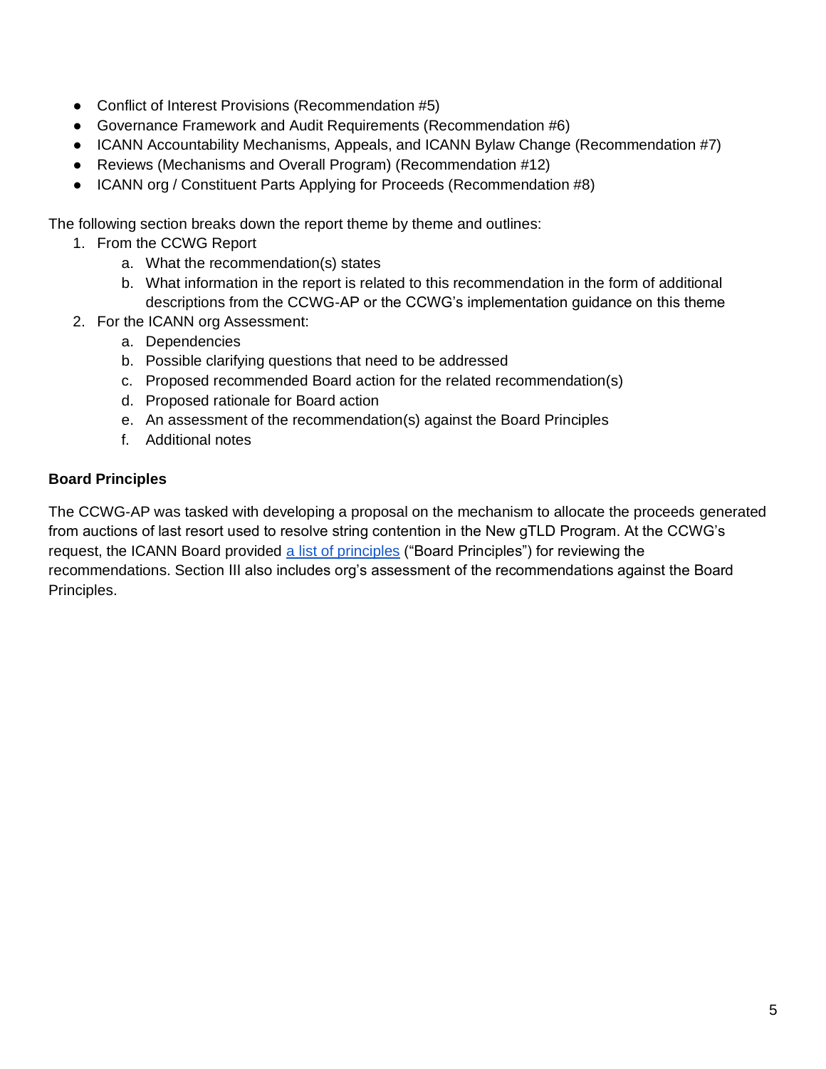- Conflict of Interest Provisions (Recommendation #5)
- Governance Framework and Audit Requirements (Recommendation #6)
- ICANN Accountability Mechanisms, Appeals, and ICANN Bylaw Change (Recommendation #7)
- Reviews (Mechanisms and Overall Program) (Recommendation #12)
- ICANN org / Constituent Parts Applying for Proceeds (Recommendation #8)

The following section breaks down the report theme by theme and outlines:

1. From the CCWG Report
   a. What the recommendation(s) states
   b. What information in the report is related to this recommendation in the form of additional descriptions from the CCWG-AP or the CCWG's implementation guidance on this theme
2. For the ICANN org Assessment:
   a. Dependencies
   b. Possible clarifying questions that need to be addressed
   c. Proposed recommended Board action for the related recommendation(s)
   d. Proposed rationale for Board action
   e. An assessment of the recommendation(s) against the Board Principles
   f. Additional notes

**Board Principles**

The CCWG-AP was tasked with developing a proposal on the mechanism to allocate the proceeds generated from auctions of last resort used to resolve string contention in the New gTLD Program. At the CCWG's request, the ICANN Board provided a list of principles ("Board Principles") for reviewing the recommendations. Section III also includes org's assessment of the recommendations against the Board Principles.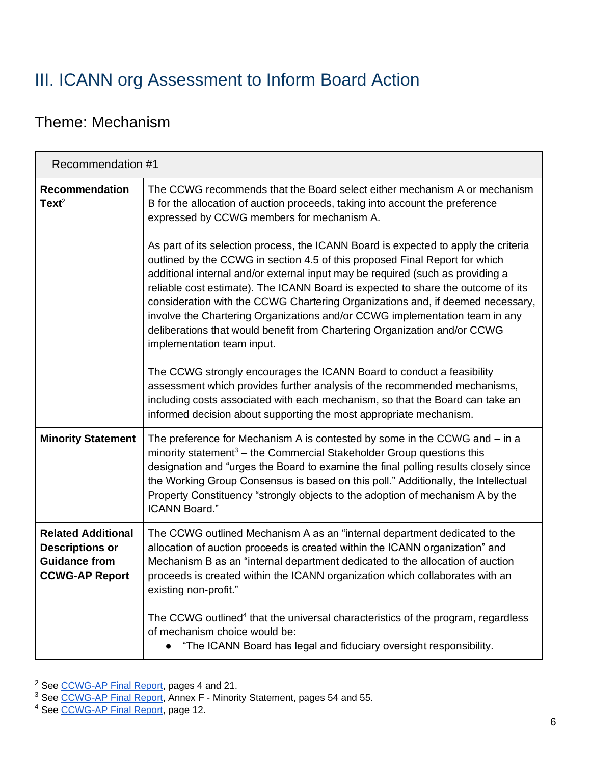# III. ICANN org Assessment to Inform Board Action

## Theme: Mechanism

| Recommendation #1 | |
|---|---|
| **Recommendation Text**[2] | The CCWG recommends that the Board select either mechanism A or mechanism B for the allocation of auction proceeds, taking into account the preference expressed by CCWG members for mechanism A.<br><br>As part of its selection process, the ICANN Board is expected to apply the criteria outlined by the CCWG in section 4.5 of this proposed Final Report for which additional internal and/or external input may be required (such as providing a reliable cost estimate). The ICANN Board is expected to share the outcome of its consideration with the CCWG Chartering Organizations and, if deemed necessary, involve the Chartering Organizations and/or CCWG implementation team in any deliberations that would benefit from Chartering Organization and/or CCWG implementation team input.<br><br>The CCWG strongly encourages the ICANN Board to conduct a feasibility assessment which provides further analysis of the recommended mechanisms, including costs associated with each mechanism, so that the Board can take an informed decision about supporting the most appropriate mechanism. |
| **Minority Statement** | The preference for Mechanism A is contested by some in the CCWG and – in a minority statement[3] – the Commercial Stakeholder Group questions this designation and "urges the Board to examine the final polling results closely since the Working Group Consensus is based on this poll." Additionally, the Intellectual Property Constituency "strongly objects to the adoption of mechanism A by the ICANN Board." |
| **Related Additional Descriptions or Guidance from CCWG-AP Report** | The CCWG outlined Mechanism A as an "internal department dedicated to the allocation of auction proceeds is created within the ICANN organization" and Mechanism B as an "internal department dedicated to the allocation of auction proceeds is created within the ICANN organization which collaborates with an existing non-profit."<br><br>The CCWG outlined[4] that the universal characteristics of the program, regardless of mechanism choice would be:<br>● "The ICANN Board has legal and fiduciary oversight responsibility. |

[2] See CCWG-AP Final Report, pages 4 and 21.
[3] See CCWG-AP Final Report, Annex F - Minority Statement, pages 54 and 55.
[4] See CCWG-AP Final Report, page 12.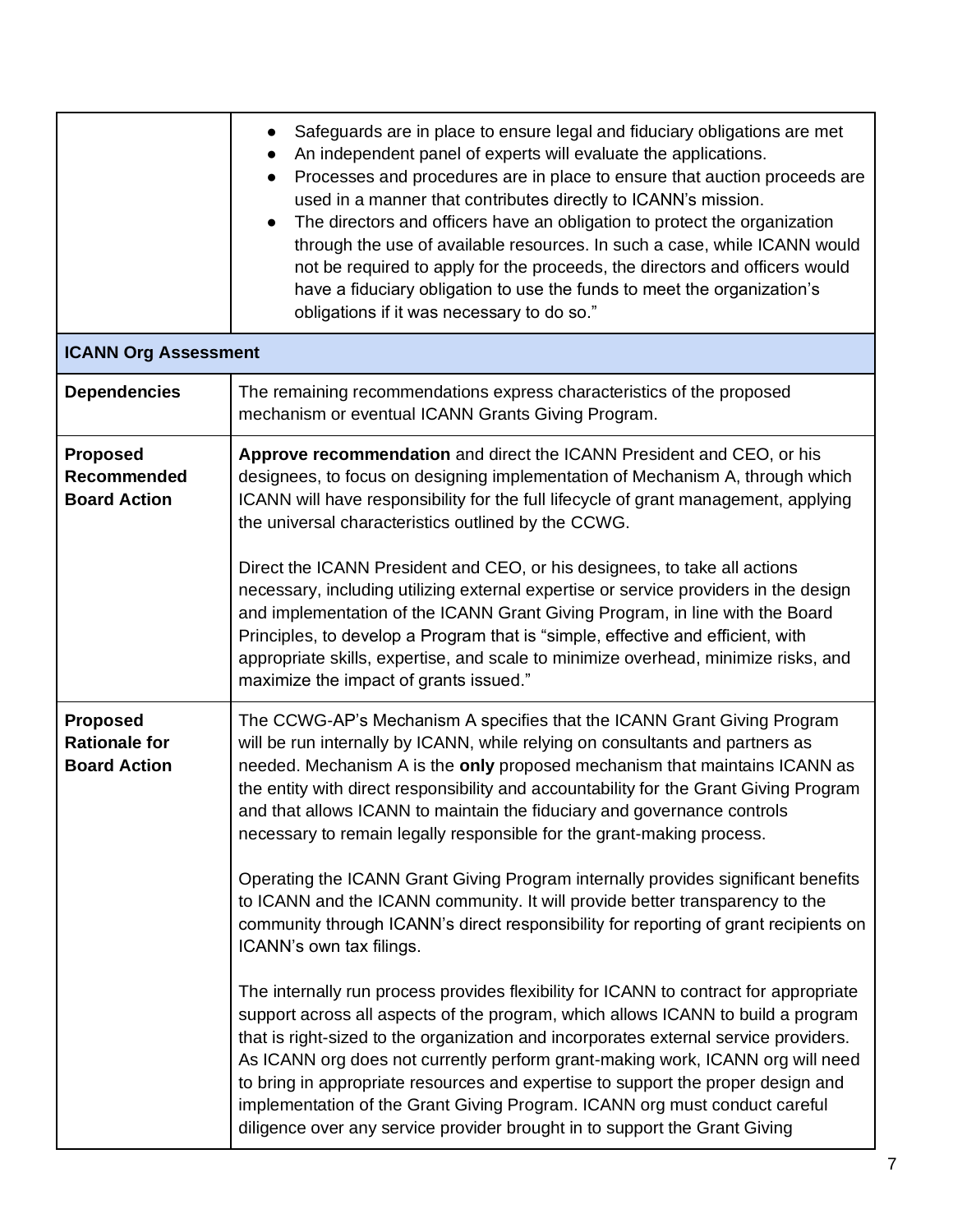| | |
|---|---|
| | <ul><li>Safeguards are in place to ensure legal and fiduciary obligations are met</li><li>An independent panel of experts will evaluate the applications.</li><li>Processes and procedures are in place to ensure that auction proceeds are used in a manner that contributes directly to ICANN's mission.</li><li>The directors and officers have an obligation to protect the organization through the use of available resources. In such a case, while ICANN would not be required to apply for the proceeds, the directors and officers would have a fiduciary obligation to use the funds to meet the organization's obligations if it was necessary to do so."</li></ul> |
| **ICANN Org Assessment** | |
| **Dependencies** | The remaining recommendations express characteristics of the proposed mechanism or eventual ICANN Grants Giving Program. |
| **Proposed Recommended Board Action** | **Approve recommendation** and direct the ICANN President and CEO, or his designees, to focus on designing implementation of Mechanism A, through which ICANN will have responsibility for the full lifecycle of grant management, applying the universal characteristics outlined by the CCWG.<br><br>Direct the ICANN President and CEO, or his designees, to take all actions necessary, including utilizing external expertise or service providers in the design and implementation of the ICANN Grant Giving Program, in line with the Board Principles, to develop a Program that is "simple, effective and efficient, with appropriate skills, expertise, and scale to minimize overhead, minimize risks, and maximize the impact of grants issued." |
| **Proposed Rationale for Board Action** | The CCWG-AP's Mechanism A specifies that the ICANN Grant Giving Program will be run internally by ICANN, while relying on consultants and partners as needed. Mechanism A is the **only** proposed mechanism that maintains ICANN as the entity with direct responsibility and accountability for the Grant Giving Program and that allows ICANN to maintain the fiduciary and governance controls necessary to remain legally responsible for the grant-making process.<br><br>Operating the ICANN Grant Giving Program internally provides significant benefits to ICANN and the ICANN community. It will provide better transparency to the community through ICANN's direct responsibility for reporting of grant recipients on ICANN's own tax filings.<br><br>The internally run process provides flexibility for ICANN to contract for appropriate support across all aspects of the program, which allows ICANN to build a program that is right-sized to the organization and incorporates external service providers. As ICANN org does not currently perform grant-making work, ICANN org will need to bring in appropriate resources and expertise to support the proper design and implementation of the Grant Giving Program. ICANN org must conduct careful diligence over any service provider brought in to support the Grant Giving |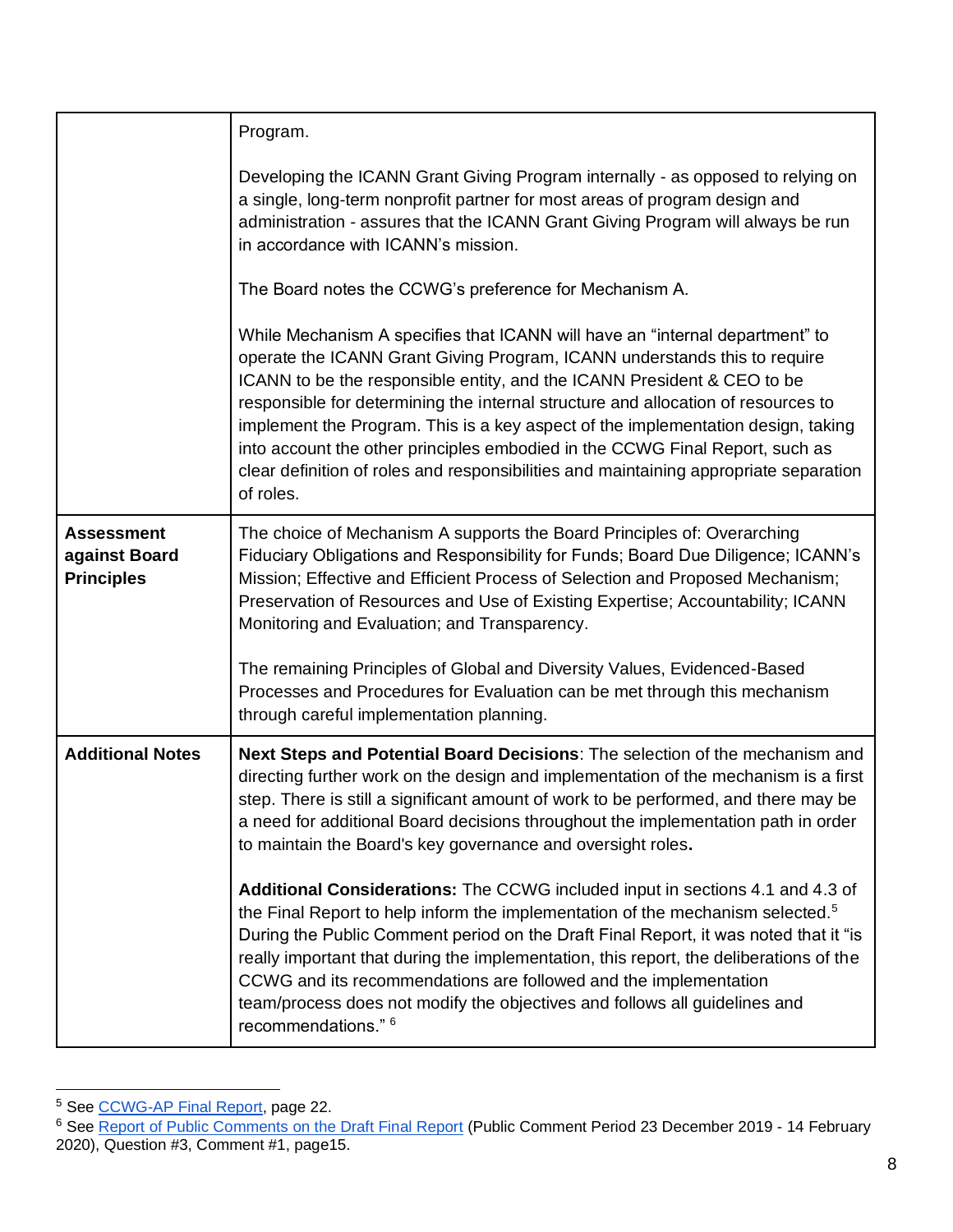| | |
|---|---|
| | Program.<br><br>Developing the ICANN Grant Giving Program internally - as opposed to relying on a single, long-term nonprofit partner for most areas of program design and administration - assures that the ICANN Grant Giving Program will always be run in accordance with ICANN's mission.<br><br>The Board notes the CCWG's preference for Mechanism A.<br><br>While Mechanism A specifies that ICANN will have an "internal department" to operate the ICANN Grant Giving Program, ICANN understands this to require ICANN to be the responsible entity, and the ICANN President & CEO to be responsible for determining the internal structure and allocation of resources to implement the Program. This is a key aspect of the implementation design, taking into account the other principles embodied in the CCWG Final Report, such as clear definition of roles and responsibilities and maintaining appropriate separation of roles. |
| **Assessment against Board Principles** | The choice of Mechanism A supports the Board Principles of: Overarching Fiduciary Obligations and Responsibility for Funds; Board Due Diligence; ICANN's Mission; Effective and Efficient Process of Selection and Proposed Mechanism; Preservation of Resources and Use of Existing Expertise; Accountability; ICANN Monitoring and Evaluation; and Transparency.<br><br>The remaining Principles of Global and Diversity Values, Evidenced-Based Processes and Procedures for Evaluation can be met through this mechanism through careful implementation planning. |
| **Additional Notes** | **Next Steps and Potential Board Decisions**: The selection of the mechanism and directing further work on the design and implementation of the mechanism is a first step. There is still a significant amount of work to be performed, and there may be a need for additional Board decisions throughout the implementation path in order to maintain the Board's key governance and oversight roles**.**<br><br>**Additional Considerations:** The CCWG included input in sections 4.1 and 4.3 of the Final Report to help inform the implementation of the mechanism selected.[5] During the Public Comment period on the Draft Final Report, it was noted that it "is really important that during the implementation, this report, the deliberations of the CCWG and its recommendations are followed and the implementation team/process does not modify the objectives and follows all guidelines and recommendations." [6] |

[5] See CCWG-AP Final Report, page 22.

[6] See Report of Public Comments on the Draft Final Report (Public Comment Period 23 December 2019 - 14 February 2020), Question #3, Comment #1, page15.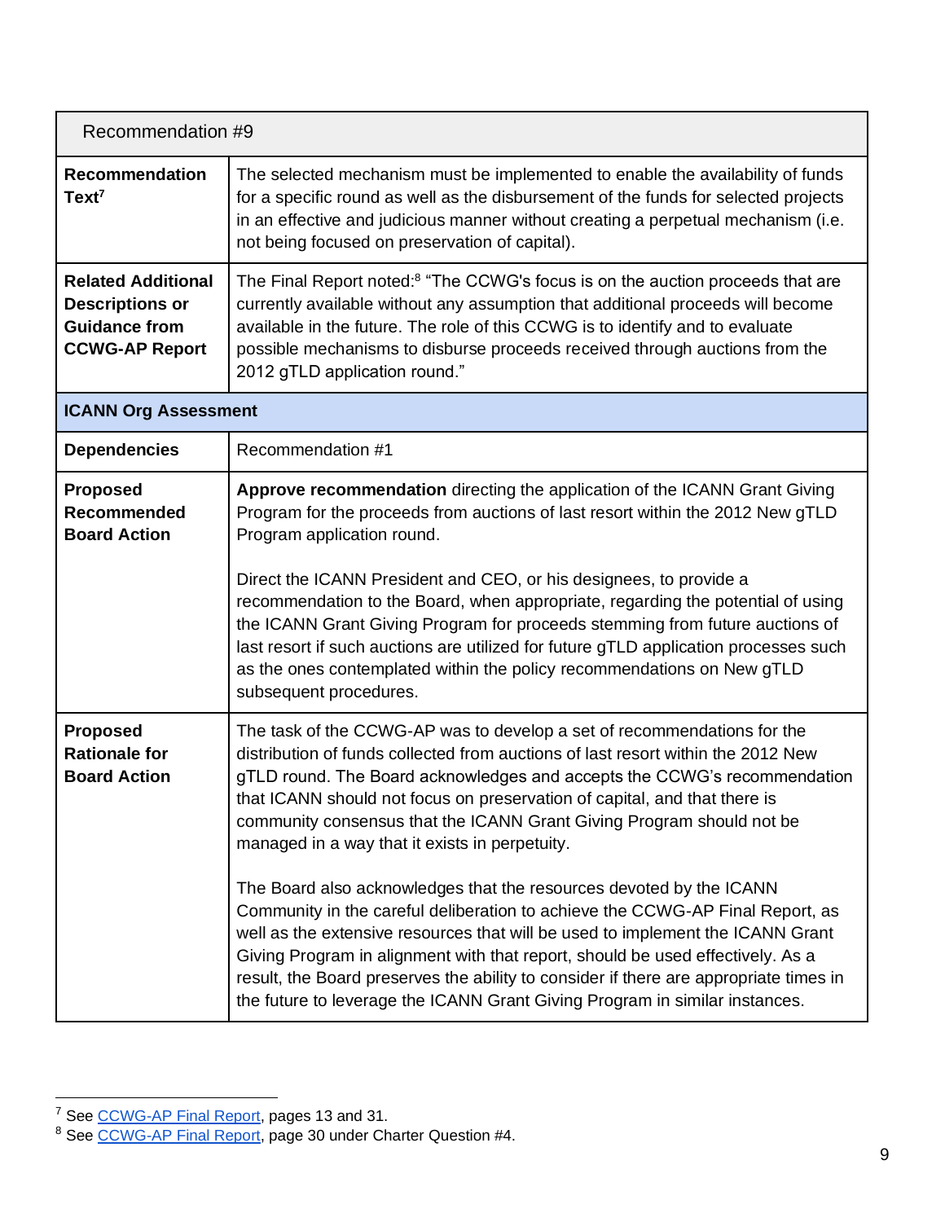| Recommendation #9 | |
|---|---|
| **Recommendation Text**[7] | The selected mechanism must be implemented to enable the availability of funds for a specific round as well as the disbursement of the funds for selected projects in an effective and judicious manner without creating a perpetual mechanism (i.e. not being focused on preservation of capital). |
| **Related Additional Descriptions or Guidance from CCWG-AP Report** | The Final Report noted:[8] "The CCWG's focus is on the auction proceeds that are currently available without any assumption that additional proceeds will become available in the future. The role of this CCWG is to identify and to evaluate possible mechanisms to disburse proceeds received through auctions from the 2012 gTLD application round." |
| **ICANN Org Assessment** | |
| **Dependencies** | Recommendation #1 |
| **Proposed Recommended Board Action** | **Approve recommendation** directing the application of the ICANN Grant Giving Program for the proceeds from auctions of last resort within the 2012 New gTLD Program application round.<br><br>Direct the ICANN President and CEO, or his designees, to provide a recommendation to the Board, when appropriate, regarding the potential of using the ICANN Grant Giving Program for proceeds stemming from future auctions of last resort if such auctions are utilized for future gTLD application processes such as the ones contemplated within the policy recommendations on New gTLD subsequent procedures. |
| **Proposed Rationale for Board Action** | The task of the CCWG-AP was to develop a set of recommendations for the distribution of funds collected from auctions of last resort within the 2012 New gTLD round. The Board acknowledges and accepts the CCWG's recommendation that ICANN should not focus on preservation of capital, and that there is community consensus that the ICANN Grant Giving Program should not be managed in a way that it exists in perpetuity.<br><br>The Board also acknowledges that the resources devoted by the ICANN Community in the careful deliberation to achieve the CCWG-AP Final Report, as well as the extensive resources that will be used to implement the ICANN Grant Giving Program in alignment with that report, should be used effectively. As a result, the Board preserves the ability to consider if there are appropriate times in the future to leverage the ICANN Grant Giving Program in similar instances. |

[7] See CCWG-AP Final Report, pages 13 and 31.

[8] See CCWG-AP Final Report, page 30 under Charter Question #4.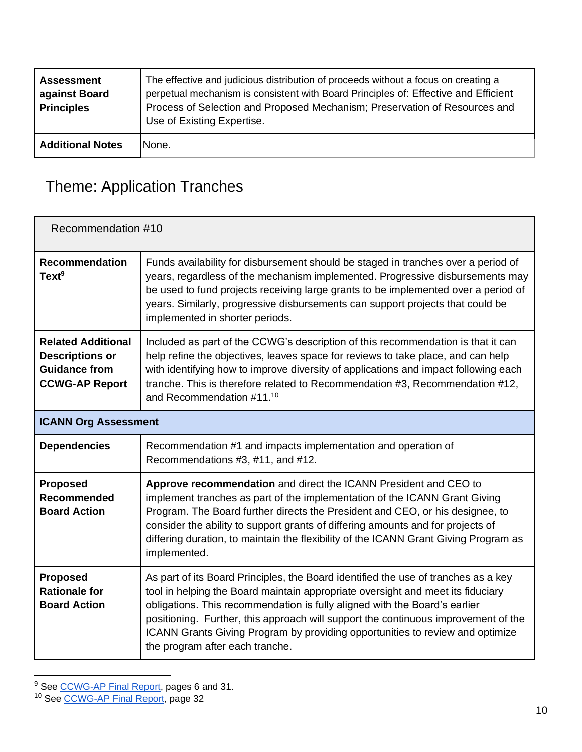| | |
|---|---|
| **Assessment against Board Principles** | The effective and judicious distribution of proceeds without a focus on creating a perpetual mechanism is consistent with Board Principles of: Effective and Efficient Process of Selection and Proposed Mechanism; Preservation of Resources and Use of Existing Expertise. |
| **Additional Notes** | None. |

## Theme: Application Tranches

| Recommendation #10 | |
|---|---|
| **Recommendation Text**[9] | Funds availability for disbursement should be staged in tranches over a period of years, regardless of the mechanism implemented. Progressive disbursements may be used to fund projects receiving large grants to be implemented over a period of years. Similarly, progressive disbursements can support projects that could be implemented in shorter periods. |
| **Related Additional Descriptions or Guidance from CCWG-AP Report** | Included as part of the CCWG's description of this recommendation is that it can help refine the objectives, leaves space for reviews to take place, and can help with identifying how to improve diversity of applications and impact following each tranche. This is therefore related to Recommendation #3, Recommendation #12, and Recommendation #11.[10] |
| **ICANN Org Assessment** | |
| **Dependencies** | Recommendation #1 and impacts implementation and operation of Recommendations #3, #11, and #12. |
| **Proposed Recommended Board Action** | **Approve recommendation** and direct the ICANN President and CEO to implement tranches as part of the implementation of the ICANN Grant Giving Program. The Board further directs the President and CEO, or his designee, to consider the ability to support grants of differing amounts and for projects of differing duration, to maintain the flexibility of the ICANN Grant Giving Program as implemented. |
| **Proposed Rationale for Board Action** | As part of its Board Principles, the Board identified the use of tranches as a key tool in helping the Board maintain appropriate oversight and meet its fiduciary obligations. This recommendation is fully aligned with the Board's earlier positioning. Further, this approach will support the continuous improvement of the ICANN Grants Giving Program by providing opportunities to review and optimize the program after each tranche. |

[9] See CCWG-AP Final Report, pages 6 and 31.

[10] See CCWG-AP Final Report, page 32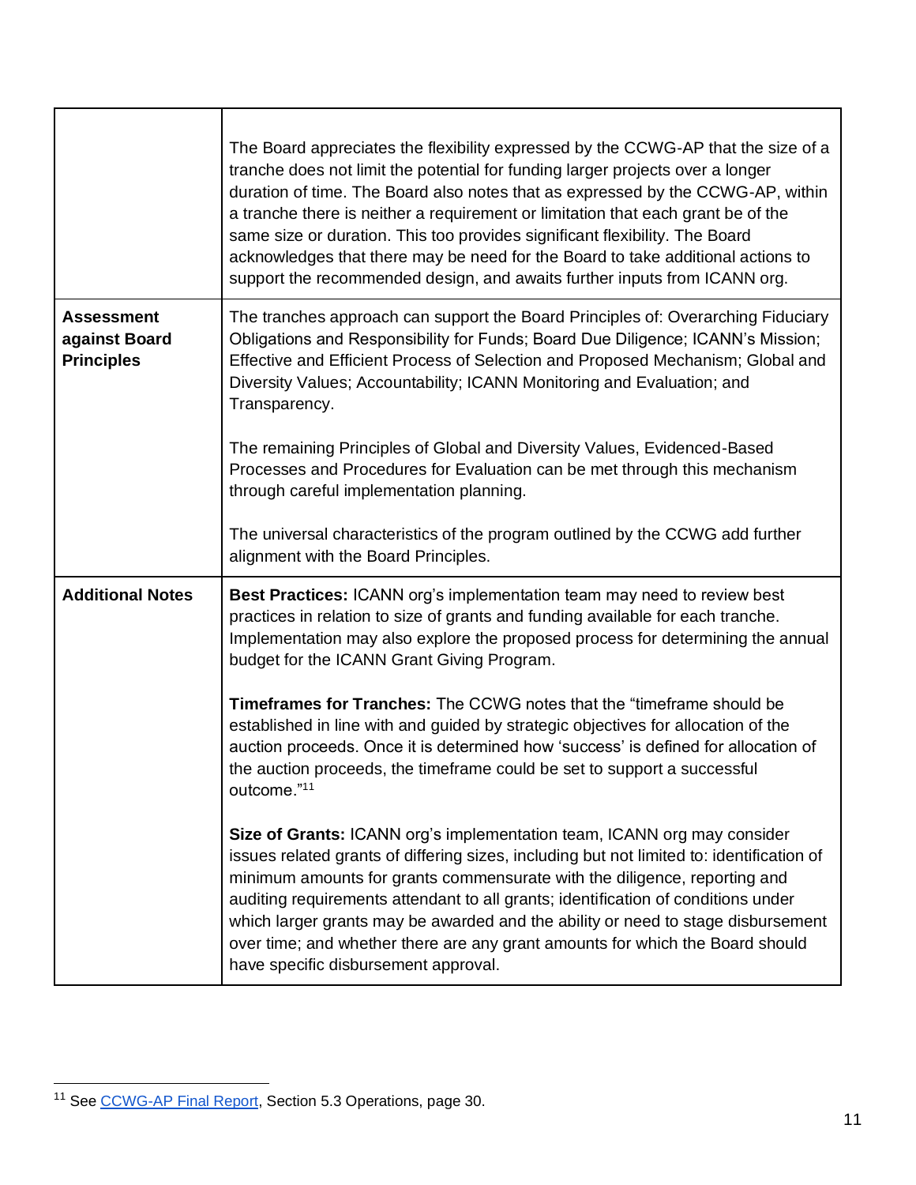| | |
|---|---|
| | The Board appreciates the flexibility expressed by the CCWG-AP that the size of a tranche does not limit the potential for funding larger projects over a longer duration of time. The Board also notes that as expressed by the CCWG-AP, within a tranche there is neither a requirement or limitation that each grant be of the same size or duration. This too provides significant flexibility. The Board acknowledges that there may be need for the Board to take additional actions to support the recommended design, and awaits further inputs from ICANN org. |
| **Assessment against Board Principles** | The tranches approach can support the Board Principles of: Overarching Fiduciary Obligations and Responsibility for Funds; Board Due Diligence; ICANN's Mission; Effective and Efficient Process of Selection and Proposed Mechanism; Global and Diversity Values; Accountability; ICANN Monitoring and Evaluation; and Transparency.<br><br>The remaining Principles of Global and Diversity Values, Evidenced-Based Processes and Procedures for Evaluation can be met through this mechanism through careful implementation planning.<br><br>The universal characteristics of the program outlined by the CCWG add further alignment with the Board Principles. |
| **Additional Notes** | **Best Practices:** ICANN org's implementation team may need to review best practices in relation to size of grants and funding available for each tranche. Implementation may also explore the proposed process for determining the annual budget for the ICANN Grant Giving Program.<br><br>**Timeframes for Tranches:** The CCWG notes that the "timeframe should be established in line with and guided by strategic objectives for allocation of the auction proceeds. Once it is determined how 'success' is defined for allocation of the auction proceeds, the timeframe could be set to support a successful outcome."[11]<br><br>**Size of Grants:** ICANN org's implementation team, ICANN org may consider issues related grants of differing sizes, including but not limited to: identification of minimum amounts for grants commensurate with the diligence, reporting and auditing requirements attendant to all grants; identification of conditions under which larger grants may be awarded and the ability or need to stage disbursement over time; and whether there are any grant amounts for which the Board should have specific disbursement approval. |

[11] See CCWG-AP Final Report, Section 5.3 Operations, page 30.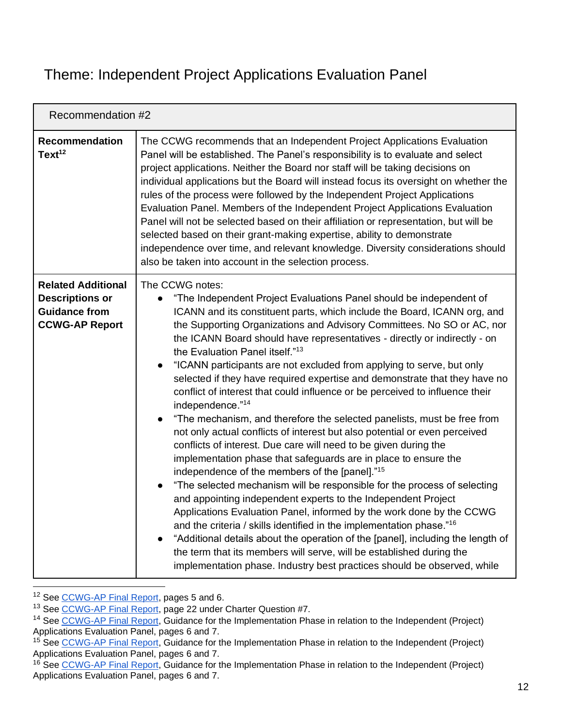## Theme: Independent Project Applications Evaluation Panel

| Recommendation #2 | |
|---|---|
| **Recommendation Text**[12] | The CCWG recommends that an Independent Project Applications Evaluation Panel will be established. The Panel's responsibility is to evaluate and select project applications. Neither the Board nor staff will be taking decisions on individual applications but the Board will instead focus its oversight on whether the rules of the process were followed by the Independent Project Applications Evaluation Panel. Members of the Independent Project Applications Evaluation Panel will not be selected based on their affiliation or representation, but will be selected based on their grant-making expertise, ability to demonstrate independence over time, and relevant knowledge. Diversity considerations should also be taken into account in the selection process. |
| **Related Additional Descriptions or Guidance from CCWG-AP Report** | The CCWG notes:<br>● "The Independent Project Evaluations Panel should be independent of ICANN and its constituent parts, which include the Board, ICANN org, and the Supporting Organizations and Advisory Committees. No SO or AC, nor the ICANN Board should have representatives - directly or indirectly - on the Evaluation Panel itself."[13]<br>● "ICANN participants are not excluded from applying to serve, but only selected if they have required expertise and demonstrate that they have no conflict of interest that could influence or be perceived to influence their independence."[14]<br>● "The mechanism, and therefore the selected panelists, must be free from not only actual conflicts of interest but also potential or even perceived conflicts of interest. Due care will need to be given during the implementation phase that safeguards are in place to ensure the independence of the members of the [panel]."[15]<br>● "The selected mechanism will be responsible for the process of selecting and appointing independent experts to the Independent Project Applications Evaluation Panel, informed by the work done by the CCWG and the criteria / skills identified in the implementation phase."[16]<br>● "Additional details about the operation of the [panel], including the length of the term that its members will serve, will be established during the implementation phase. Industry best practices should be observed, while |

[12] See CCWG-AP Final Report, pages 5 and 6.
[13] See CCWG-AP Final Report, page 22 under Charter Question #7.
[14] See CCWG-AP Final Report, Guidance for the Implementation Phase in relation to the Independent (Project) Applications Evaluation Panel, pages 6 and 7.
[15] See CCWG-AP Final Report, Guidance for the Implementation Phase in relation to the Independent (Project) Applications Evaluation Panel, pages 6 and 7.
[16] See CCWG-AP Final Report, Guidance for the Implementation Phase in relation to the Independent (Project) Applications Evaluation Panel, pages 6 and 7.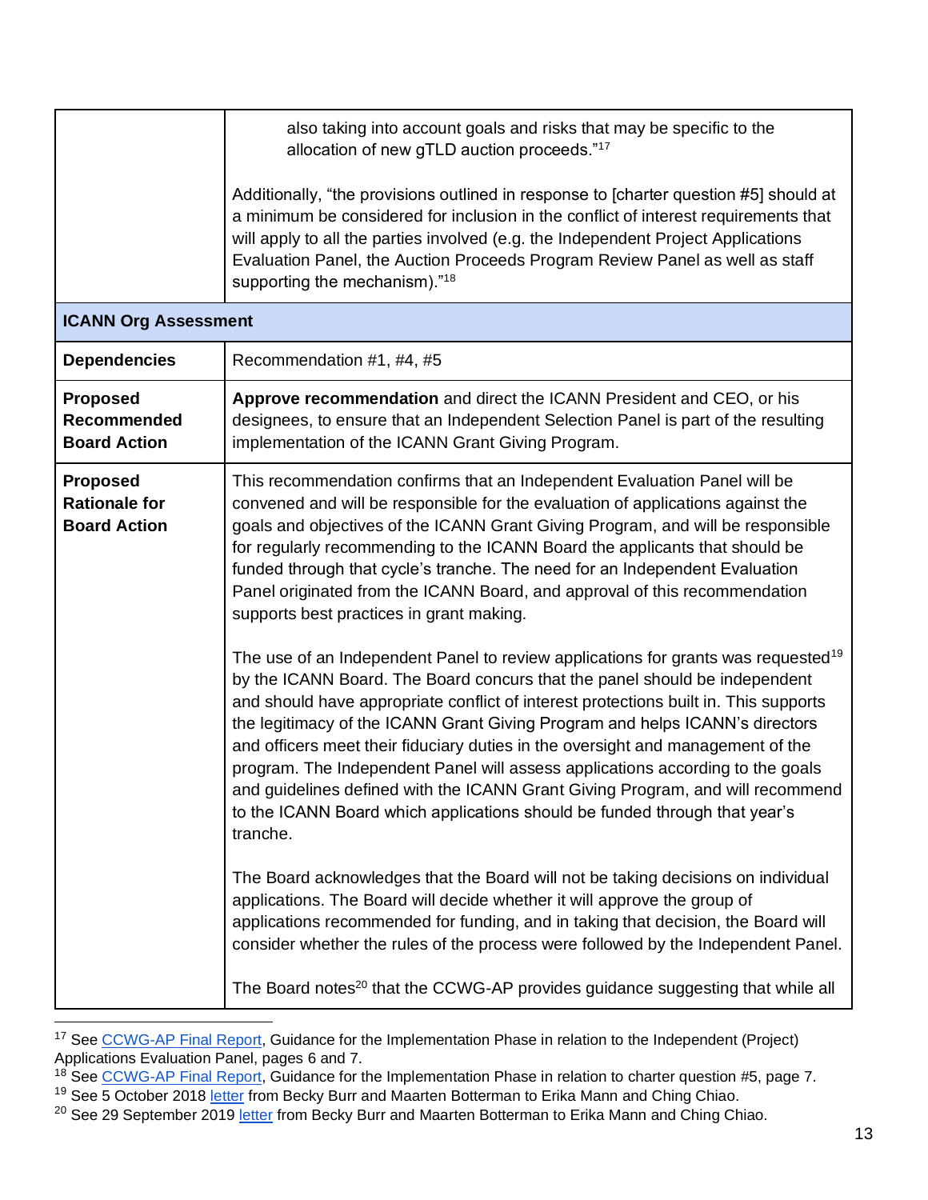| | |
|---|---|
| | also taking into account goals and risks that may be specific to the allocation of new gTLD auction proceeds."[17]<br><br>Additionally, "the provisions outlined in response to [charter question #5] should at a minimum be considered for inclusion in the conflict of interest requirements that will apply to all the parties involved (e.g. the Independent Project Applications Evaluation Panel, the Auction Proceeds Program Review Panel as well as staff supporting the mechanism)."[18] |
| **ICANN Org Assessment** | |
| **Dependencies** | Recommendation #1, #4, #5 |
| **Proposed Recommended Board Action** | **Approve recommendation** and direct the ICANN President and CEO, or his designees, to ensure that an Independent Selection Panel is part of the resulting implementation of the ICANN Grant Giving Program. |
| **Proposed Rationale for Board Action** | This recommendation confirms that an Independent Evaluation Panel will be convened and will be responsible for the evaluation of applications against the goals and objectives of the ICANN Grant Giving Program, and will be responsible for regularly recommending to the ICANN Board the applicants that should be funded through that cycle's tranche. The need for an Independent Evaluation Panel originated from the ICANN Board, and approval of this recommendation supports best practices in grant making.<br><br>The use of an Independent Panel to review applications for grants was requested[19] by the ICANN Board. The Board concurs that the panel should be independent and should have appropriate conflict of interest protections built in. This supports the legitimacy of the ICANN Grant Giving Program and helps ICANN's directors and officers meet their fiduciary duties in the oversight and management of the program. The Independent Panel will assess applications according to the goals and guidelines defined with the ICANN Grant Giving Program, and will recommend to the ICANN Board which applications should be funded through that year's tranche.<br><br>The Board acknowledges that the Board will not be taking decisions on individual applications. The Board will decide whether it will approve the group of applications recommended for funding, and in taking that decision, the Board will consider whether the rules of the process were followed by the Independent Panel.<br><br>The Board notes[20] that the CCWG-AP provides guidance suggesting that while all |

[17] See CCWG-AP Final Report, Guidance for the Implementation Phase in relation to the Independent (Project) Applications Evaluation Panel, pages 6 and 7.
[18] See CCWG-AP Final Report, Guidance for the Implementation Phase in relation to charter question #5, page 7.
[19] See 5 October 2018 letter from Becky Burr and Maarten Botterman to Erika Mann and Ching Chiao.
[20] See 29 September 2019 letter from Becky Burr and Maarten Botterman to Erika Mann and Ching Chiao.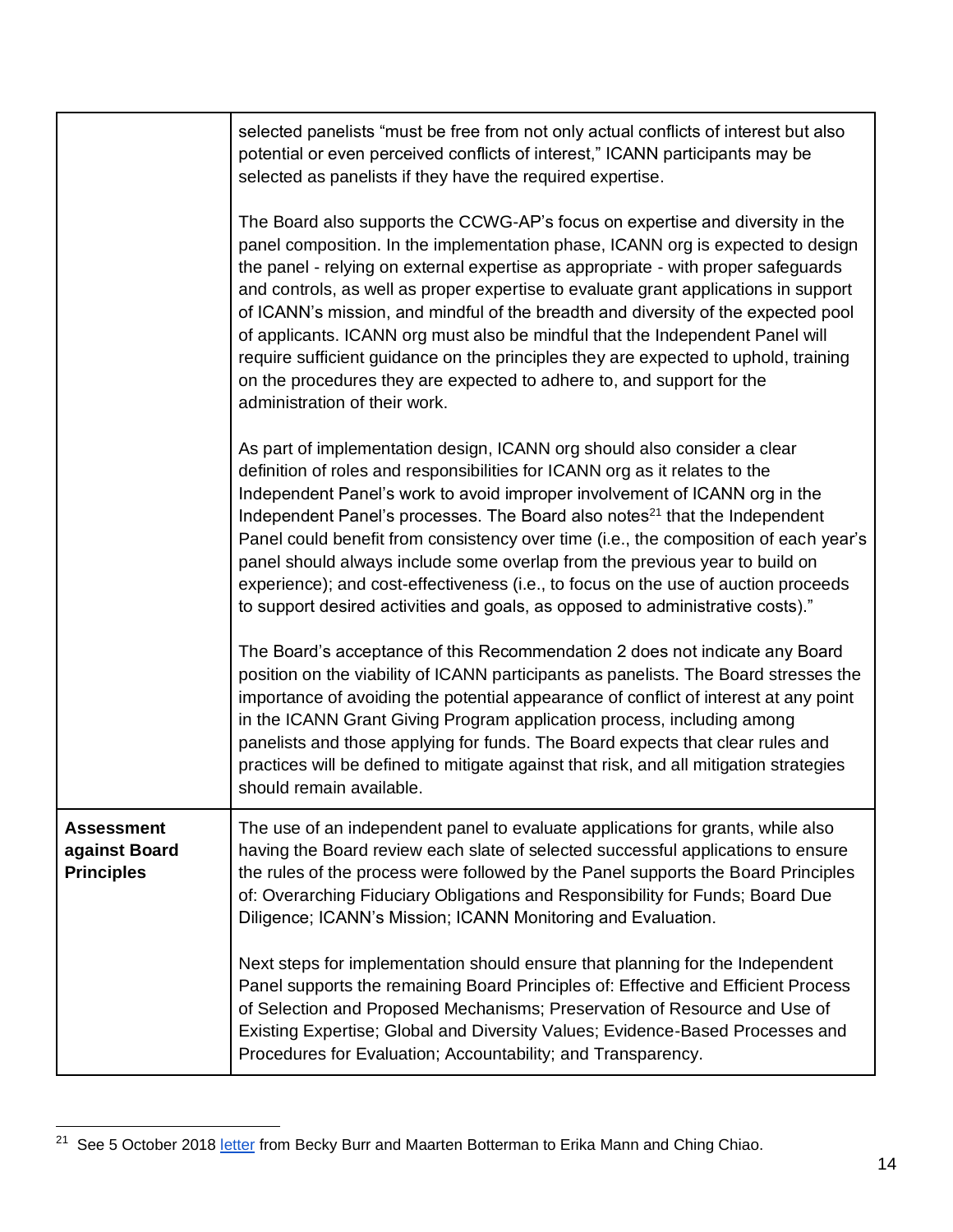| | |
|---|---|
| | selected panelists "must be free from not only actual conflicts of interest but also potential or even perceived conflicts of interest," ICANN participants may be selected as panelists if they have the required expertise.<br><br>The Board also supports the CCWG-AP's focus on expertise and diversity in the panel composition. In the implementation phase, ICANN org is expected to design the panel - relying on external expertise as appropriate - with proper safeguards and controls, as well as proper expertise to evaluate grant applications in support of ICANN's mission, and mindful of the breadth and diversity of the expected pool of applicants. ICANN org must also be mindful that the Independent Panel will require sufficient guidance on the principles they are expected to uphold, training on the procedures they are expected to adhere to, and support for the administration of their work.<br><br>As part of implementation design, ICANN org should also consider a clear definition of roles and responsibilities for ICANN org as it relates to the Independent Panel's work to avoid improper involvement of ICANN org in the Independent Panel's processes. The Board also notes[21] that the Independent Panel could benefit from consistency over time (i.e., the composition of each year's panel should always include some overlap from the previous year to build on experience); and cost-effectiveness (i.e., to focus on the use of auction proceeds to support desired activities and goals, as opposed to administrative costs)."<br><br>The Board's acceptance of this Recommendation 2 does not indicate any Board position on the viability of ICANN participants as panelists. The Board stresses the importance of avoiding the potential appearance of conflict of interest at any point in the ICANN Grant Giving Program application process, including among panelists and those applying for funds. The Board expects that clear rules and practices will be defined to mitigate against that risk, and all mitigation strategies should remain available. |
| **Assessment against Board Principles** | The use of an independent panel to evaluate applications for grants, while also having the Board review each slate of selected successful applications to ensure the rules of the process were followed by the Panel supports the Board Principles of: Overarching Fiduciary Obligations and Responsibility for Funds; Board Due Diligence; ICANN's Mission; ICANN Monitoring and Evaluation.<br><br>Next steps for implementation should ensure that planning for the Independent Panel supports the remaining Board Principles of: Effective and Efficient Process of Selection and Proposed Mechanisms; Preservation of Resource and Use of Existing Expertise; Global and Diversity Values; Evidence-Based Processes and Procedures for Evaluation; Accountability; and Transparency. |

[21] See 5 October 2018 letter from Becky Burr and Maarten Botterman to Erika Mann and Ching Chiao.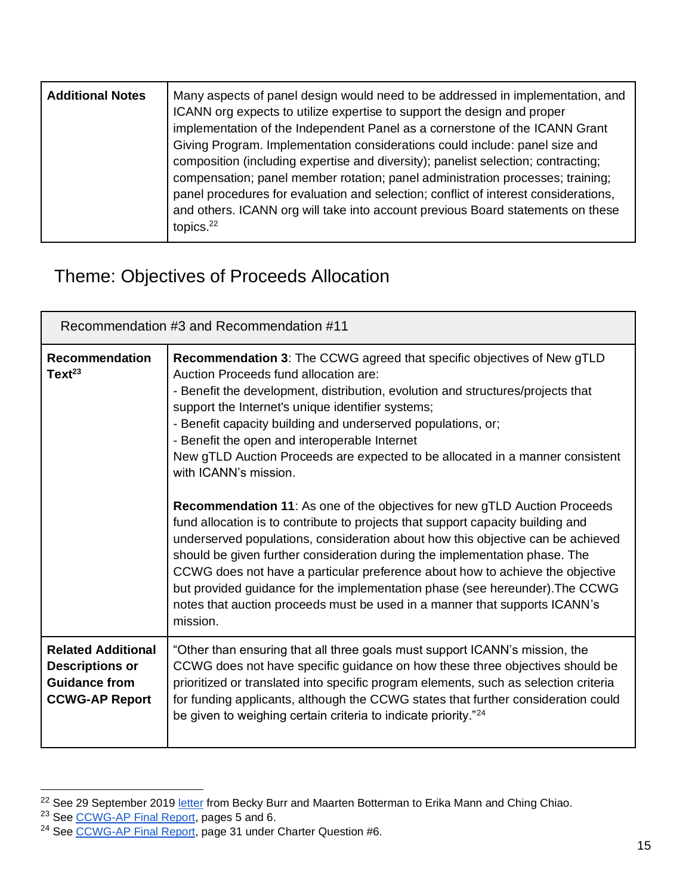| Additional Notes | Many aspects of panel design would need to be addressed in implementation, and ICANN org expects to utilize expertise to support the design and proper implementation of the Independent Panel as a cornerstone of the ICANN Grant Giving Program. Implementation considerations could include: panel size and composition (including expertise and diversity); panelist selection; contracting; compensation; panel member rotation; panel administration processes; training; panel procedures for evaluation and selection; conflict of interest considerations, and others. ICANN org will take into account previous Board statements on these topics.[22] |
|---|---|

## Theme: Objectives of Proceeds Allocation

| Recommendation #3 and Recommendation #11 | |
|---|---|
| **Recommendation Text[23]** | **Recommendation 3**: The CCWG agreed that specific objectives of New gTLD Auction Proceeds fund allocation are:<br>- Benefit the development, distribution, evolution and structures/projects that support the Internet's unique identifier systems;<br>- Benefit capacity building and underserved populations, or;<br>- Benefit the open and interoperable Internet<br>New gTLD Auction Proceeds are expected to be allocated in a manner consistent with ICANN's mission.<br><br>**Recommendation 11**: As one of the objectives for new gTLD Auction Proceeds fund allocation is to contribute to projects that support capacity building and underserved populations, consideration about how this objective can be achieved should be given further consideration during the implementation phase. The CCWG does not have a particular preference about how to achieve the objective but provided guidance for the implementation phase (see hereunder).The CCWG notes that auction proceeds must be used in a manner that supports ICANN's mission. |
| **Related Additional Descriptions or Guidance from CCWG-AP Report** | "Other than ensuring that all three goals must support ICANN's mission, the CCWG does not have specific guidance on how these three objectives should be prioritized or translated into specific program elements, such as selection criteria for funding applicants, although the CCWG states that further consideration could be given to weighing certain criteria to indicate priority."[24] |

[22] See 29 September 2019 letter from Becky Burr and Maarten Botterman to Erika Mann and Ching Chiao.
[23] See CCWG-AP Final Report, pages 5 and 6.
[24] See CCWG-AP Final Report, page 31 under Charter Question #6.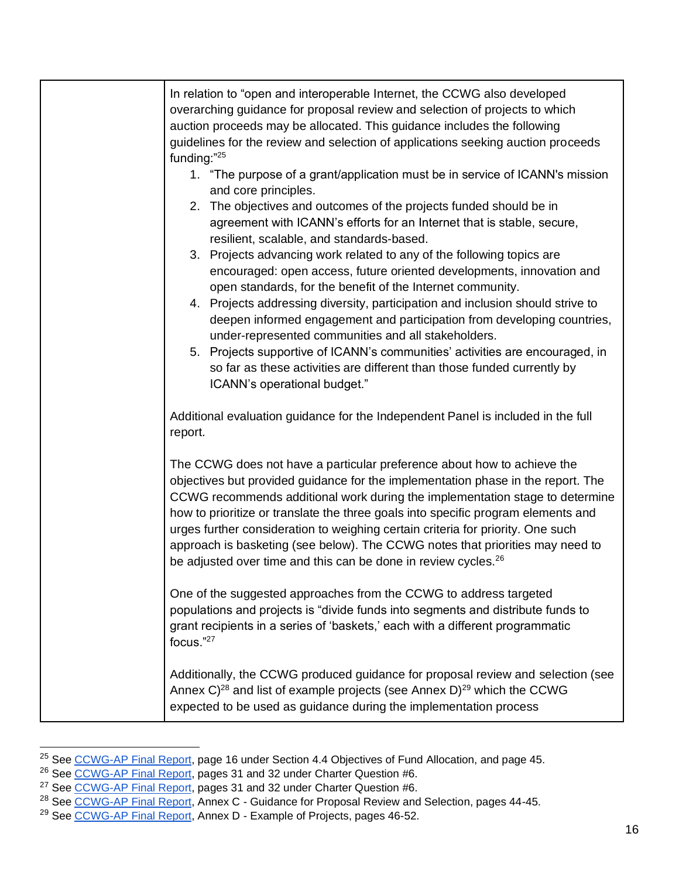| | |
|---|---|
| | In relation to "open and interoperable Internet, the CCWG also developed overarching guidance for proposal review and selection of projects to which auction proceeds may be allocated. This guidance includes the following guidelines for the review and selection of applications seeking auction proceeds funding:"[25]<br><br>1. "The purpose of a grant/application must be in service of ICANN's mission and core principles.<br>2. The objectives and outcomes of the projects funded should be in agreement with ICANN's efforts for an Internet that is stable, secure, resilient, scalable, and standards-based.<br>3. Projects advancing work related to any of the following topics are encouraged: open access, future oriented developments, innovation and open standards, for the benefit of the Internet community.<br>4. Projects addressing diversity, participation and inclusion should strive to deepen informed engagement and participation from developing countries, under-represented communities and all stakeholders.<br>5. Projects supportive of ICANN's communities' activities are encouraged, in so far as these activities are different than those funded currently by ICANN's operational budget."<br><br>Additional evaluation guidance for the Independent Panel is included in the full report.<br><br>The CCWG does not have a particular preference about how to achieve the objectives but provided guidance for the implementation phase in the report. The CCWG recommends additional work during the implementation stage to determine how to prioritize or translate the three goals into specific program elements and urges further consideration to weighing certain criteria for priority. One such approach is basketing (see below). The CCWG notes that priorities may need to be adjusted over time and this can be done in review cycles.[26]<br><br>One of the suggested approaches from the CCWG to address targeted populations and projects is "divide funds into segments and distribute funds to grant recipients in a series of 'baskets,' each with a different programmatic focus."[27]<br><br>Additionally, the CCWG produced guidance for proposal review and selection (see Annex C)[28] and list of example projects (see Annex D)[29] which the CCWG expected to be used as guidance during the implementation process |

[25] See CCWG-AP Final Report, page 16 under Section 4.4 Objectives of Fund Allocation, and page 45.
[26] See CCWG-AP Final Report, pages 31 and 32 under Charter Question #6.
[27] See CCWG-AP Final Report, pages 31 and 32 under Charter Question #6.
[28] See CCWG-AP Final Report, Annex C - Guidance for Proposal Review and Selection, pages 44-45.
[29] See CCWG-AP Final Report, Annex D - Example of Projects, pages 46-52.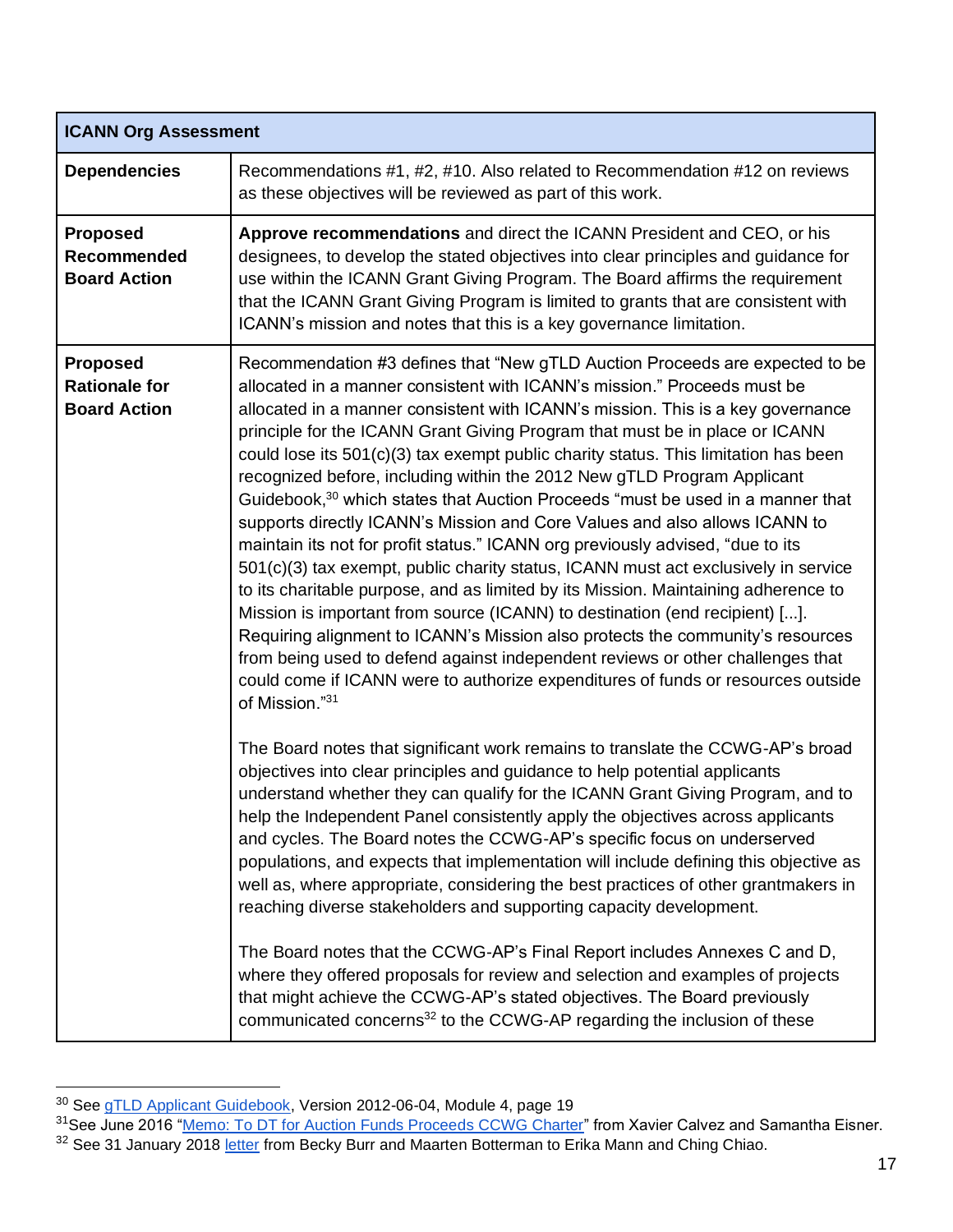| ICANN Org Assessment | |
|---|---|
| **Dependencies** | Recommendations #1, #2, #10. Also related to Recommendation #12 on reviews as these objectives will be reviewed as part of this work. |
| **Proposed Recommended Board Action** | **Approve recommendations** and direct the ICANN President and CEO, or his designees, to develop the stated objectives into clear principles and guidance for use within the ICANN Grant Giving Program. The Board affirms the requirement that the ICANN Grant Giving Program is limited to grants that are consistent with ICANN's mission and notes that this is a key governance limitation. |
| **Proposed Rationale for Board Action** | Recommendation #3 defines that "New gTLD Auction Proceeds are expected to be allocated in a manner consistent with ICANN's mission." Proceeds must be allocated in a manner consistent with ICANN's mission. This is a key governance principle for the ICANN Grant Giving Program that must be in place or ICANN could lose its 501(c)(3) tax exempt public charity status. This limitation has been recognized before, including within the 2012 New gTLD Program Applicant Guidebook,[30] which states that Auction Proceeds "must be used in a manner that supports directly ICANN's Mission and Core Values and also allows ICANN to maintain its not for profit status." ICANN org previously advised, "due to its 501(c)(3) tax exempt, public charity status, ICANN must act exclusively in service to its charitable purpose, and as limited by its Mission. Maintaining adherence to Mission is important from source (ICANN) to destination (end recipient) [...]. Requiring alignment to ICANN's Mission also protects the community's resources from being used to defend against independent reviews or other challenges that could come if ICANN were to authorize expenditures of funds or resources outside of Mission."[31]<br><br>The Board notes that significant work remains to translate the CCWG-AP's broad objectives into clear principles and guidance to help potential applicants understand whether they can qualify for the ICANN Grant Giving Program, and to help the Independent Panel consistently apply the objectives across applicants and cycles. The Board notes the CCWG-AP's specific focus on underserved populations, and expects that implementation will include defining this objective as well as, where appropriate, considering the best practices of other grantmakers in reaching diverse stakeholders and supporting capacity development.<br><br>The Board notes that the CCWG-AP's Final Report includes Annexes C and D, where they offered proposals for review and selection and examples of projects that might achieve the CCWG-AP's stated objectives. The Board previously communicated concerns[32] to the CCWG-AP regarding the inclusion of these |

[30] See gTLD Applicant Guidebook, Version 2012-06-04, Module 4, page 19

[31] See June 2016 "Memo: To DT for Auction Funds Proceeds CCWG Charter" from Xavier Calvez and Samantha Eisner.

[32] See 31 January 2018 letter from Becky Burr and Maarten Botterman to Erika Mann and Ching Chiao.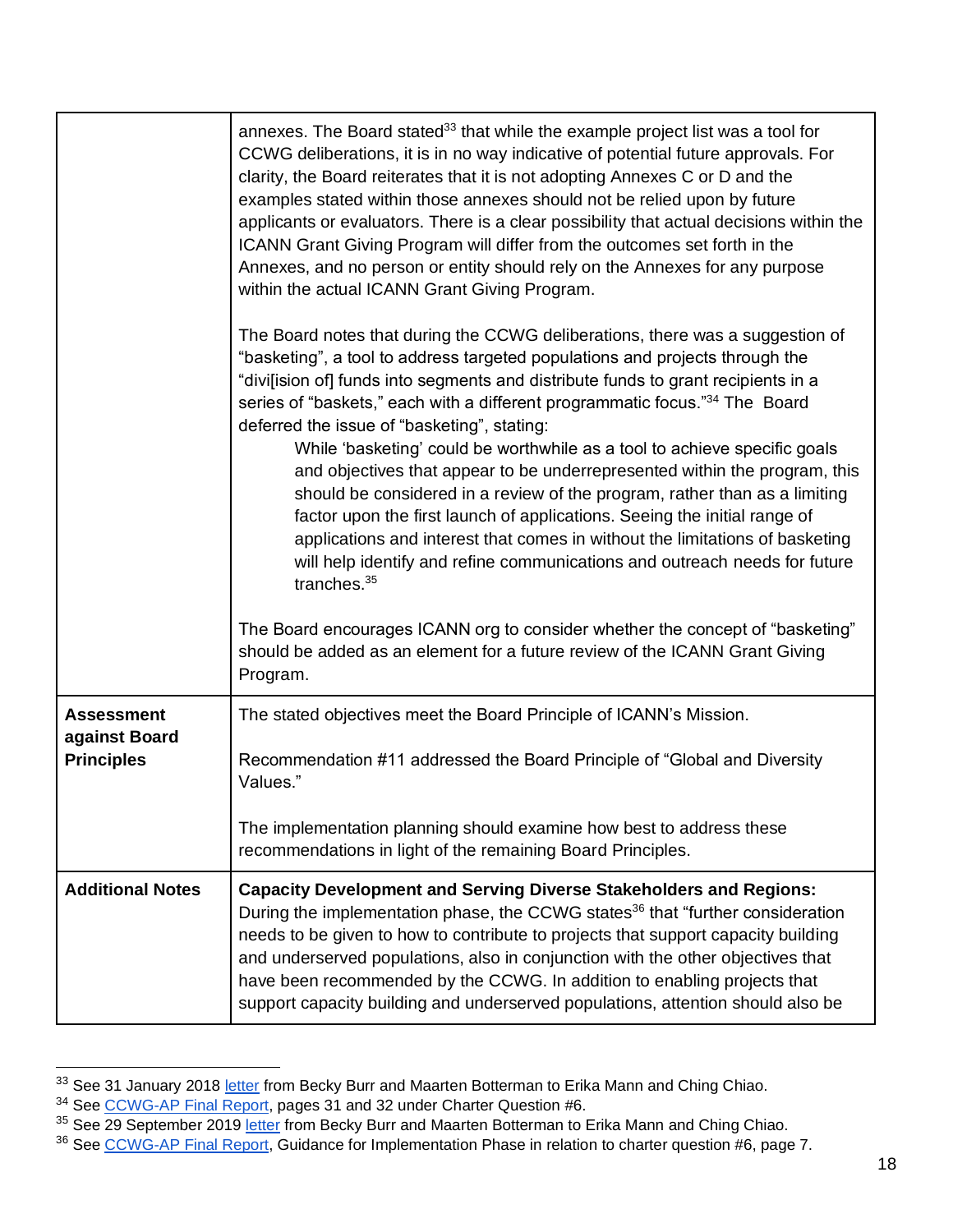| | |
|---|---|
| | annexes. The Board stated[33] that while the example project list was a tool for CCWG deliberations, it is in no way indicative of potential future approvals. For clarity, the Board reiterates that it is not adopting Annexes C or D and the examples stated within those annexes should not be relied upon by future applicants or evaluators. There is a clear possibility that actual decisions within the ICANN Grant Giving Program will differ from the outcomes set forth in the Annexes, and no person or entity should rely on the Annexes for any purpose within the actual ICANN Grant Giving Program.<br><br>The Board notes that during the CCWG deliberations, there was a suggestion of "basketing", a tool to address targeted populations and projects through the "divi[ision of] funds into segments and distribute funds to grant recipients in a series of "baskets," each with a different programmatic focus."[34] The Board deferred the issue of "basketing", stating:<br><br>While 'basketing' could be worthwhile as a tool to achieve specific goals and objectives that appear to be underrepresented within the program, this should be considered in a review of the program, rather than as a limiting factor upon the first launch of applications. Seeing the initial range of applications and interest that comes in without the limitations of basketing will help identify and refine communications and outreach needs for future tranches.[35]<br><br>The Board encourages ICANN org to consider whether the concept of "basketing" should be added as an element for a future review of the ICANN Grant Giving Program. |
| **Assessment against Board Principles** | The stated objectives meet the Board Principle of ICANN's Mission.<br><br>Recommendation #11 addressed the Board Principle of "Global and Diversity Values."<br><br>The implementation planning should examine how best to address these recommendations in light of the remaining Board Principles. |
| **Additional Notes** | **Capacity Development and Serving Diverse Stakeholders and Regions:** During the implementation phase, the CCWG states[36] that "further consideration needs to be given to how to contribute to projects that support capacity building and underserved populations, also in conjunction with the other objectives that have been recommended by the CCWG. In addition to enabling projects that support capacity building and underserved populations, attention should also be |

[33] See 31 January 2018 letter from Becky Burr and Maarten Botterman to Erika Mann and Ching Chiao.

[34] See CCWG-AP Final Report, pages 31 and 32 under Charter Question #6.

[35] See 29 September 2019 letter from Becky Burr and Maarten Botterman to Erika Mann and Ching Chiao.

[36] See CCWG-AP Final Report, Guidance for Implementation Phase in relation to charter question #6, page 7.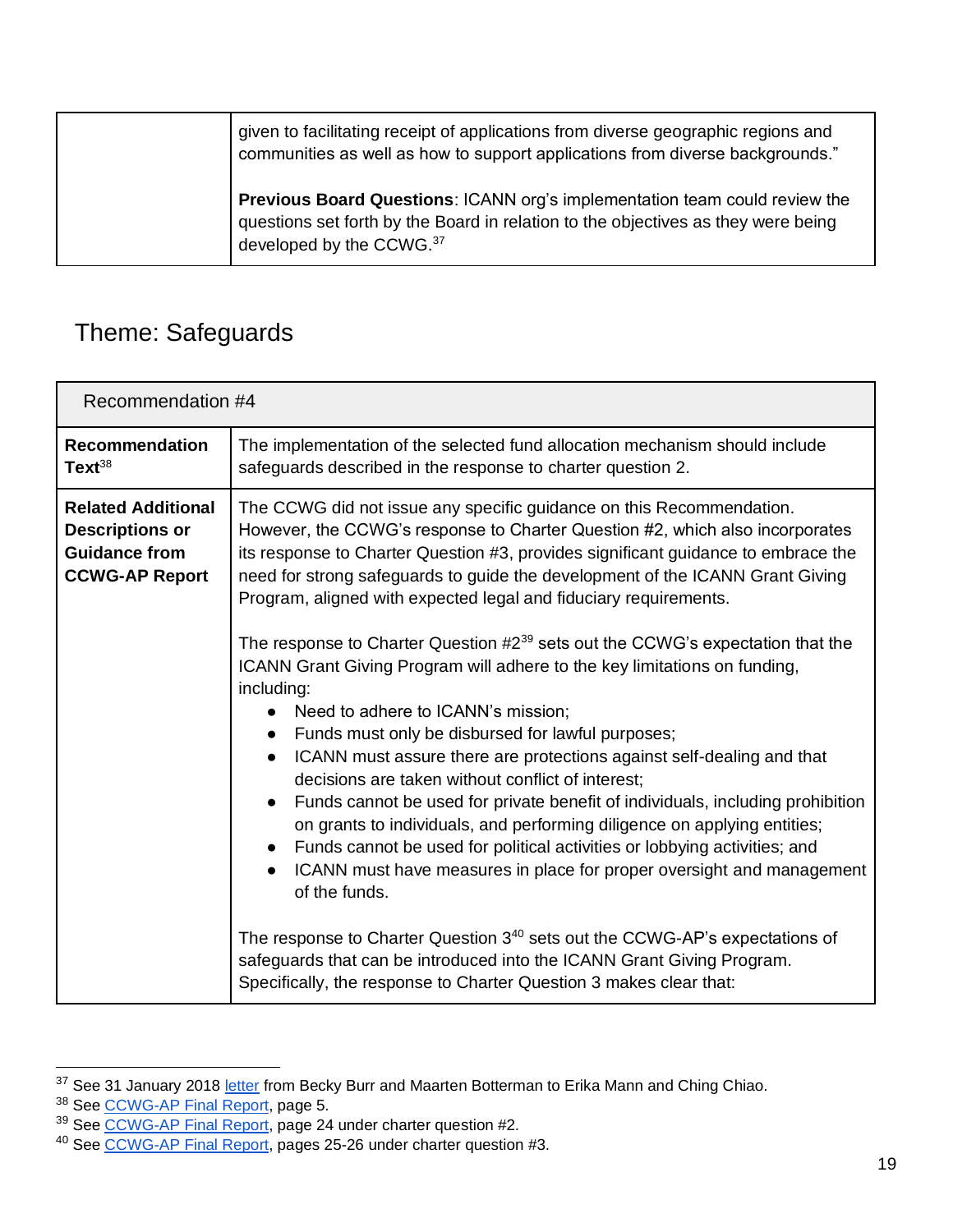| | |
|---|---|
| | given to facilitating receipt of applications from diverse geographic regions and communities as well as how to support applications from diverse backgrounds."<br><br>**Previous Board Questions**: ICANN org's implementation team could review the questions set forth by the Board in relation to the objectives as they were being developed by the CCWG.[37] |

## Theme: Safeguards

| Recommendation #4 | |
|---|---|
| **Recommendation Text**[38] | The implementation of the selected fund allocation mechanism should include safeguards described in the response to charter question 2. |
| **Related Additional Descriptions or Guidance from CCWG-AP Report** | The CCWG did not issue any specific guidance on this Recommendation. However, the CCWG's response to Charter Question #2, which also incorporates its response to Charter Question #3, provides significant guidance to embrace the need for strong safeguards to guide the development of the ICANN Grant Giving Program, aligned with expected legal and fiduciary requirements.<br><br>The response to Charter Question #2[39] sets out the CCWG's expectation that the ICANN Grant Giving Program will adhere to the key limitations on funding, including:<br>• Need to adhere to ICANN's mission;<br>• Funds must only be disbursed for lawful purposes;<br>• ICANN must assure there are protections against self-dealing and that decisions are taken without conflict of interest;<br>• Funds cannot be used for private benefit of individuals, including prohibition on grants to individuals, and performing diligence on applying entities;<br>• Funds cannot be used for political activities or lobbying activities; and<br>• ICANN must have measures in place for proper oversight and management of the funds.<br><br>The response to Charter Question 3[40] sets out the CCWG-AP's expectations of safeguards that can be introduced into the ICANN Grant Giving Program. Specifically, the response to Charter Question 3 makes clear that: |

[37] See 31 January 2018 letter from Becky Burr and Maarten Botterman to Erika Mann and Ching Chiao.
[38] See CCWG-AP Final Report, page 5.
[39] See CCWG-AP Final Report, page 24 under charter question #2.
[40] See CCWG-AP Final Report, pages 25-26 under charter question #3.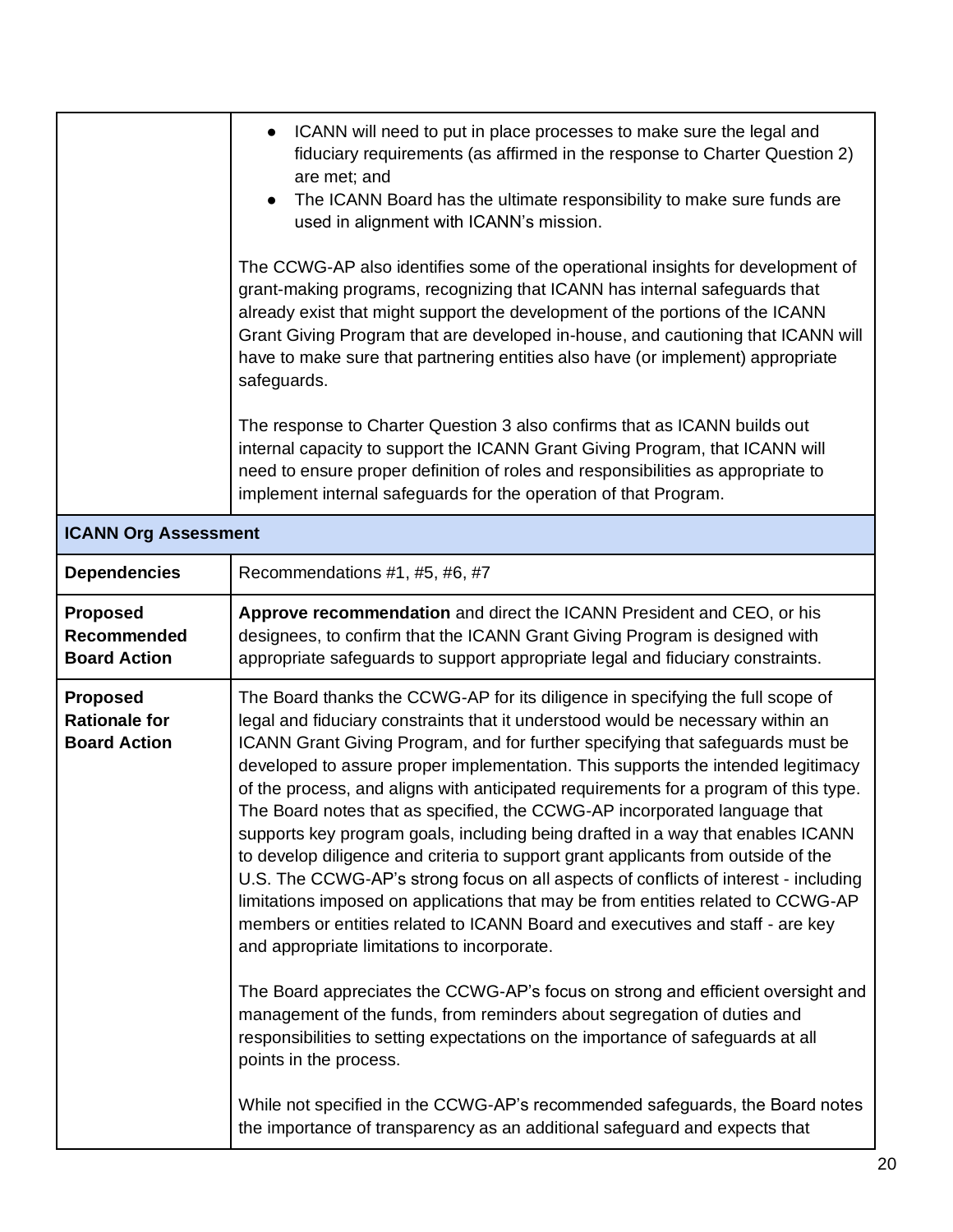| | |
|---|---|
| | • ICANN will need to put in place processes to make sure the legal and fiduciary requirements (as affirmed in the response to Charter Question 2) are met; and<br>• The ICANN Board has the ultimate responsibility to make sure funds are used in alignment with ICANN's mission.<br><br>The CCWG-AP also identifies some of the operational insights for development of grant-making programs, recognizing that ICANN has internal safeguards that already exist that might support the development of the portions of the ICANN Grant Giving Program that are developed in-house, and cautioning that ICANN will have to make sure that partnering entities also have (or implement) appropriate safeguards.<br><br>The response to Charter Question 3 also confirms that as ICANN builds out internal capacity to support the ICANN Grant Giving Program, that ICANN will need to ensure proper definition of roles and responsibilities as appropriate to implement internal safeguards for the operation of that Program. |
| **ICANN Org Assessment** | |
| **Dependencies** | Recommendations #1, #5, #6, #7 |
| **Proposed Recommended Board Action** | **Approve recommendation** and direct the ICANN President and CEO, or his designees, to confirm that the ICANN Grant Giving Program is designed with appropriate safeguards to support appropriate legal and fiduciary constraints. |
| **Proposed Rationale for Board Action** | The Board thanks the CCWG-AP for its diligence in specifying the full scope of legal and fiduciary constraints that it understood would be necessary within an ICANN Grant Giving Program, and for further specifying that safeguards must be developed to assure proper implementation. This supports the intended legitimacy of the process, and aligns with anticipated requirements for a program of this type. The Board notes that as specified, the CCWG-AP incorporated language that supports key program goals, including being drafted in a way that enables ICANN to develop diligence and criteria to support grant applicants from outside of the U.S. The CCWG-AP's strong focus on all aspects of conflicts of interest - including limitations imposed on applications that may be from entities related to CCWG-AP members or entities related to ICANN Board and executives and staff - are key and appropriate limitations to incorporate.<br><br>The Board appreciates the CCWG-AP's focus on strong and efficient oversight and management of the funds, from reminders about segregation of duties and responsibilities to setting expectations on the importance of safeguards at all points in the process.<br><br>While not specified in the CCWG-AP's recommended safeguards, the Board notes the importance of transparency as an additional safeguard and expects that |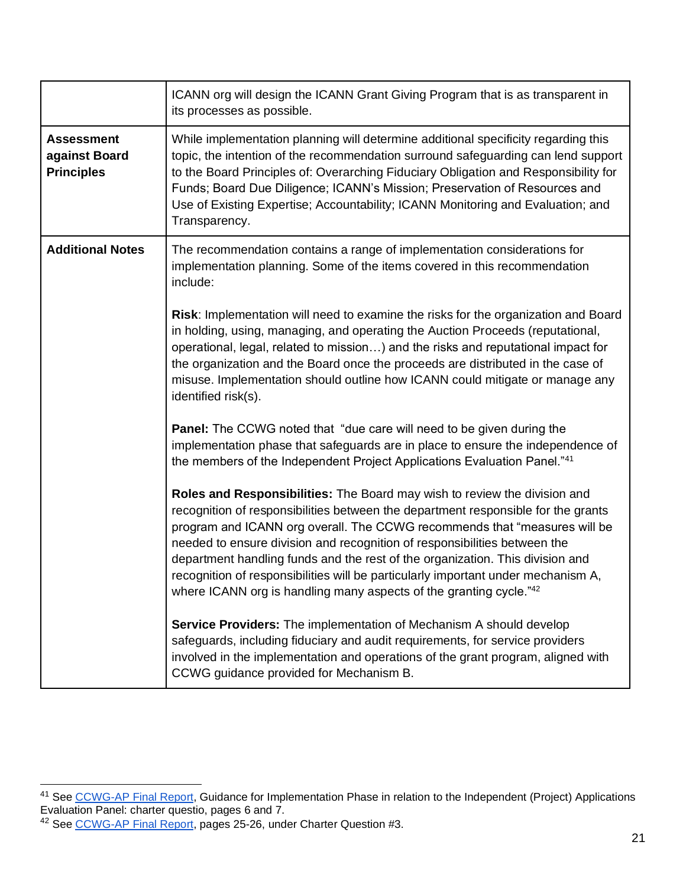| | |
|---|---|
| | ICANN org will design the ICANN Grant Giving Program that is as transparent in its processes as possible. |
| **Assessment against Board Principles** | While implementation planning will determine additional specificity regarding this topic, the intention of the recommendation surround safeguarding can lend support to the Board Principles of: Overarching Fiduciary Obligation and Responsibility for Funds; Board Due Diligence; ICANN's Mission; Preservation of Resources and Use of Existing Expertise; Accountability; ICANN Monitoring and Evaluation; and Transparency. |
| **Additional Notes** | The recommendation contains a range of implementation considerations for implementation planning. Some of the items covered in this recommendation include:<br><br>**Risk**: Implementation will need to examine the risks for the organization and Board in holding, using, managing, and operating the Auction Proceeds (reputational, operational, legal, related to mission…) and the risks and reputational impact for the organization and the Board once the proceeds are distributed in the case of misuse. Implementation should outline how ICANN could mitigate or manage any identified risk(s).<br><br>**Panel:** The CCWG noted that "due care will need to be given during the implementation phase that safeguards are in place to ensure the independence of the members of the Independent Project Applications Evaluation Panel."[41]<br><br>**Roles and Responsibilities:** The Board may wish to review the division and recognition of responsibilities between the department responsible for the grants program and ICANN org overall. The CCWG recommends that "measures will be needed to ensure division and recognition of responsibilities between the department handling funds and the rest of the organization. This division and recognition of responsibilities will be particularly important under mechanism A, where ICANN org is handling many aspects of the granting cycle."[42]<br><br>**Service Providers:** The implementation of Mechanism A should develop safeguards, including fiduciary and audit requirements, for service providers involved in the implementation and operations of the grant program, aligned with CCWG guidance provided for Mechanism B. |

[41] See CCWG-AP Final Report, Guidance for Implementation Phase in relation to the Independent (Project) Applications Evaluation Panel: charter questio, pages 6 and 7.

[42] See CCWG-AP Final Report, pages 25-26, under Charter Question #3.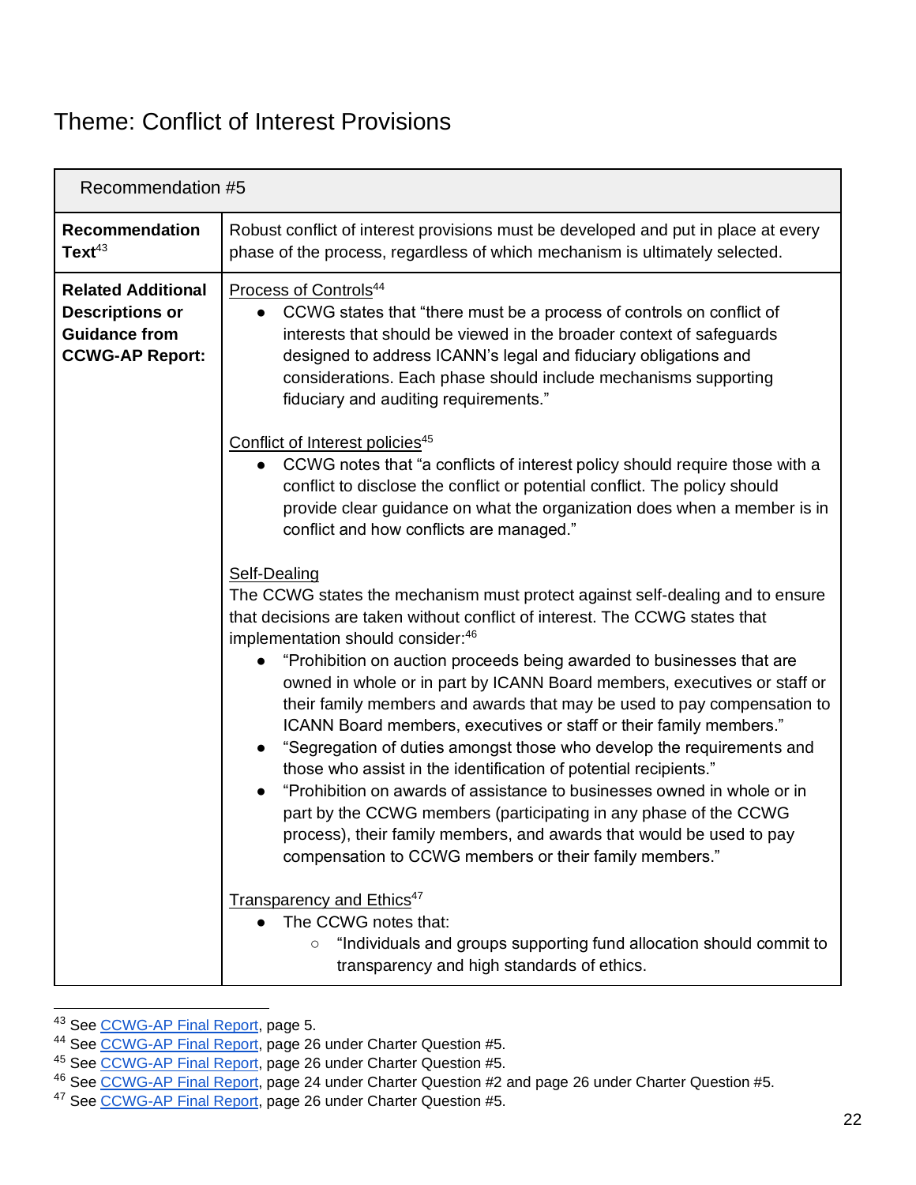## Theme: Conflict of Interest Provisions

| Recommendation #5 | |
|---|---|
| **Recommendation Text**[43] | Robust conflict of interest provisions must be developed and put in place at every phase of the process, regardless of which mechanism is ultimately selected. |
| **Related Additional Descriptions or Guidance from CCWG-AP Report:** | Process of Controls[44]<br>• CCWG states that "there must be a process of controls on conflict of interests that should be viewed in the broader context of safeguards designed to address ICANN's legal and fiduciary obligations and considerations. Each phase should include mechanisms supporting fiduciary and auditing requirements."<br><br>Conflict of Interest policies[45]<br>• CCWG notes that "a conflicts of interest policy should require those with a conflict to disclose the conflict or potential conflict. The policy should provide clear guidance on what the organization does when a member is in conflict and how conflicts are managed."<br><br>Self-Dealing<br>The CCWG states the mechanism must protect against self-dealing and to ensure that decisions are taken without conflict of interest. The CCWG states that implementation should consider:[46]<br>• "Prohibition on auction proceeds being awarded to businesses that are owned in whole or in part by ICANN Board members, executives or staff or their family members and awards that may be used to pay compensation to ICANN Board members, executives or staff or their family members."<br>• "Segregation of duties amongst those who develop the requirements and those who assist in the identification of potential recipients."<br>• "Prohibition on awards of assistance to businesses owned in whole or in part by the CCWG members (participating in any phase of the CCWG process), their family members, and awards that would be used to pay compensation to CCWG members or their family members."<br><br>Transparency and Ethics[47]<br>• The CCWG notes that:<br>  ○ "Individuals and groups supporting fund allocation should commit to transparency and high standards of ethics. |

[43] See CCWG-AP Final Report, page 5.
[44] See CCWG-AP Final Report, page 26 under Charter Question #5.
[45] See CCWG-AP Final Report, page 26 under Charter Question #5.
[46] See CCWG-AP Final Report, page 24 under Charter Question #2 and page 26 under Charter Question #5.
[47] See CCWG-AP Final Report, page 26 under Charter Question #5.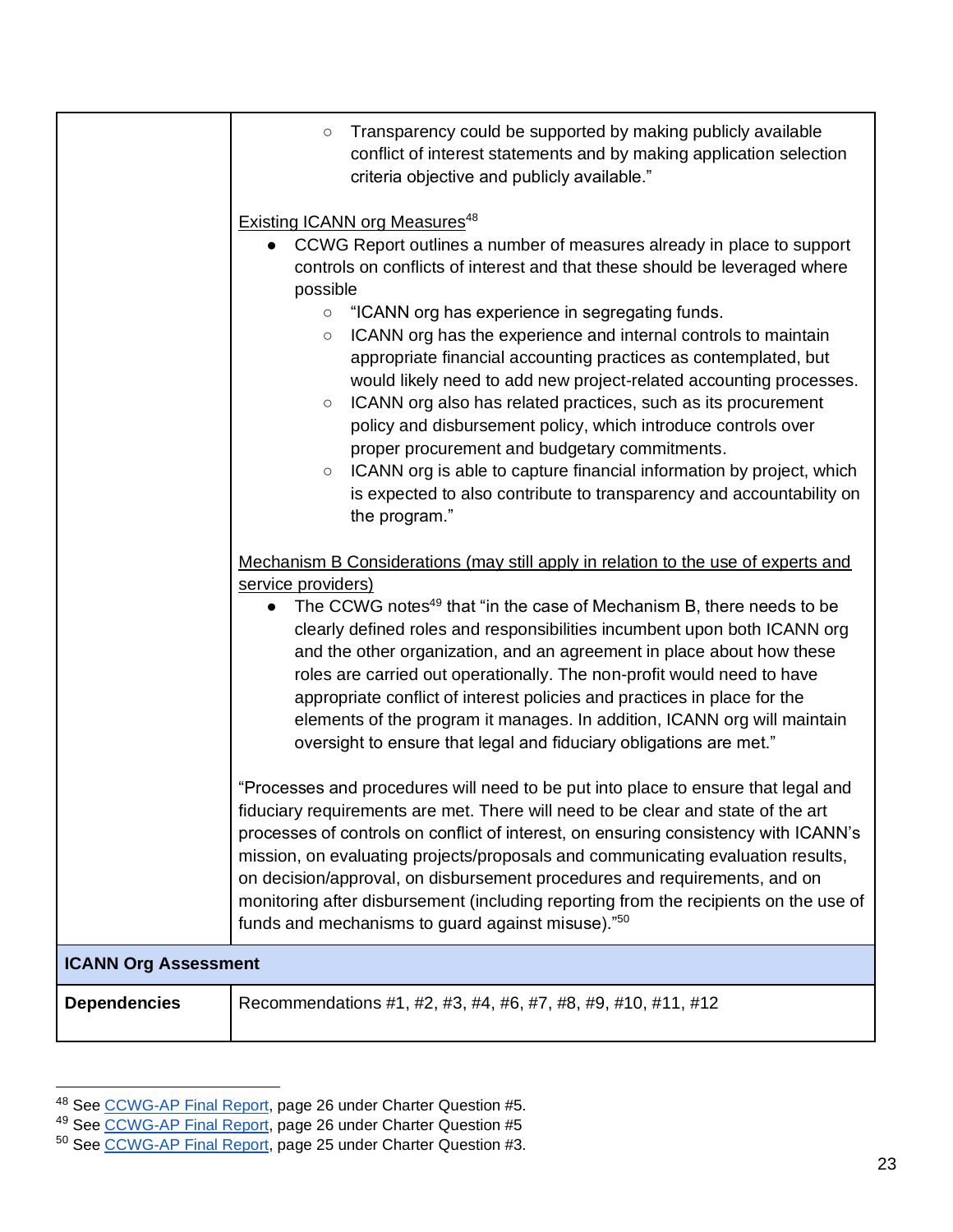| | |
|---|---|
| | ○ Transparency could be supported by making publicly available conflict of interest statements and by making application selection criteria objective and publicly available."<br><br>Existing ICANN org Measures[48]<br>● CCWG Report outlines a number of measures already in place to support controls on conflicts of interest and that these should be leveraged where possible<br>○ "ICANN org has experience in segregating funds.<br>○ ICANN org has the experience and internal controls to maintain appropriate financial accounting practices as contemplated, but would likely need to add new project-related accounting processes.<br>○ ICANN org also has related practices, such as its procurement policy and disbursement policy, which introduce controls over proper procurement and budgetary commitments.<br>○ ICANN org is able to capture financial information by project, which is expected to also contribute to transparency and accountability on the program."<br><br>Mechanism B Considerations (may still apply in relation to the use of experts and service providers)<br>● The CCWG notes[49] that "in the case of Mechanism B, there needs to be clearly defined roles and responsibilities incumbent upon both ICANN org and the other organization, and an agreement in place about how these roles are carried out operationally. The non-profit would need to have appropriate conflict of interest policies and practices in place for the elements of the program it manages. In addition, ICANN org will maintain oversight to ensure that legal and fiduciary obligations are met."<br><br>"Processes and procedures will need to be put into place to ensure that legal and fiduciary requirements are met. There will need to be clear and state of the art processes of controls on conflict of interest, on ensuring consistency with ICANN's mission, on evaluating projects/proposals and communicating evaluation results, on decision/approval, on disbursement procedures and requirements, and on monitoring after disbursement (including reporting from the recipients on the use of funds and mechanisms to guard against misuse)."[50] |
| **ICANN Org Assessment** | |
| **Dependencies** | Recommendations #1, #2, #3, #4, #6, #7, #8, #9, #10, #11, #12 |

[48] See CCWG-AP Final Report, page 26 under Charter Question #5.
[49] See CCWG-AP Final Report, page 26 under Charter Question #5
[50] See CCWG-AP Final Report, page 25 under Charter Question #3.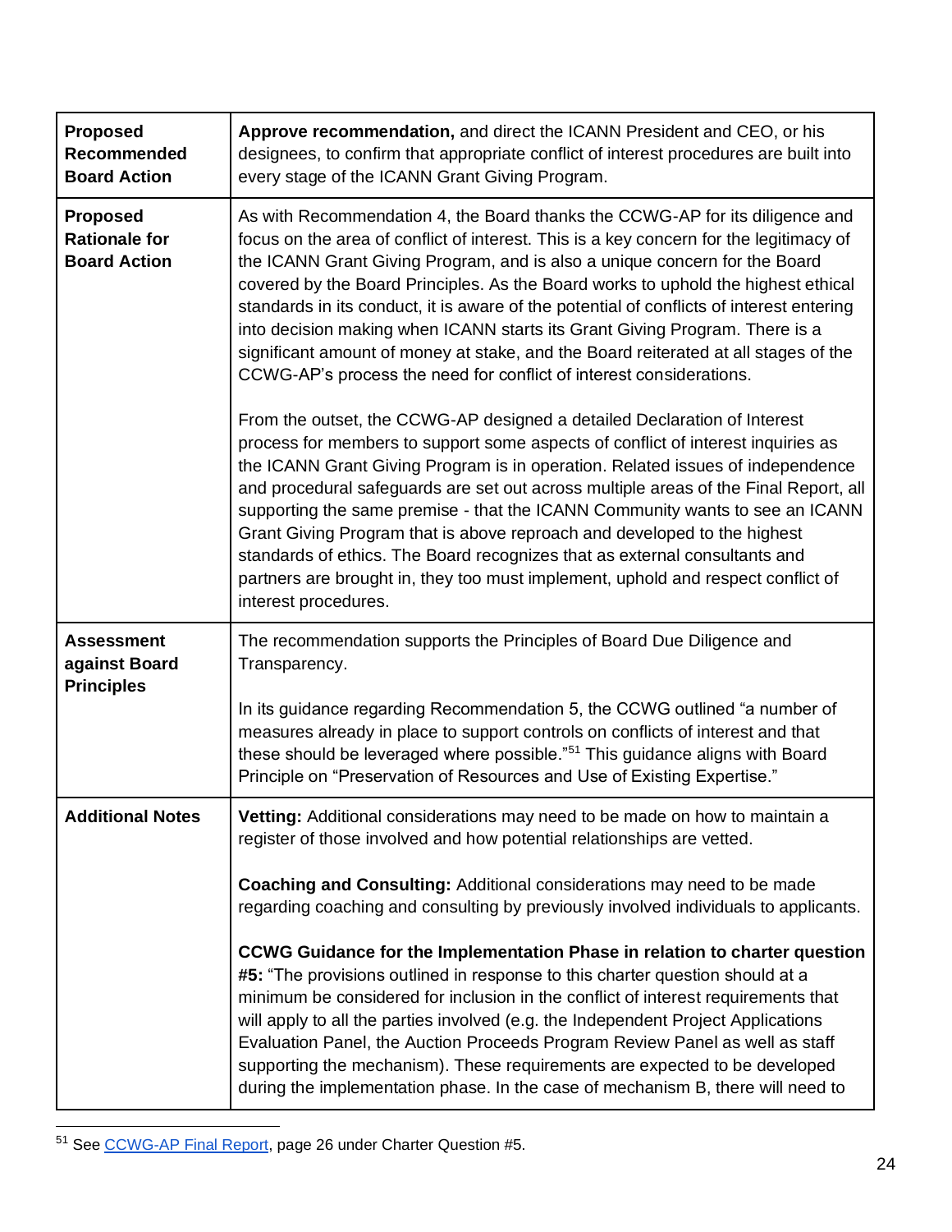| | |
|---|---|
| **Proposed Recommended Board Action** | **Approve recommendation,** and direct the ICANN President and CEO, or his designees, to confirm that appropriate conflict of interest procedures are built into every stage of the ICANN Grant Giving Program. |
| **Proposed Rationale for Board Action** | As with Recommendation 4, the Board thanks the CCWG-AP for its diligence and focus on the area of conflict of interest. This is a key concern for the legitimacy of the ICANN Grant Giving Program, and is also a unique concern for the Board covered by the Board Principles. As the Board works to uphold the highest ethical standards in its conduct, it is aware of the potential of conflicts of interest entering into decision making when ICANN starts its Grant Giving Program. There is a significant amount of money at stake, and the Board reiterated at all stages of the CCWG-AP's process the need for conflict of interest considerations.<br><br>From the outset, the CCWG-AP designed a detailed Declaration of Interest process for members to support some aspects of conflict of interest inquiries as the ICANN Grant Giving Program is in operation. Related issues of independence and procedural safeguards are set out across multiple areas of the Final Report, all supporting the same premise - that the ICANN Community wants to see an ICANN Grant Giving Program that is above reproach and developed to the highest standards of ethics. The Board recognizes that as external consultants and partners are brought in, they too must implement, uphold and respect conflict of interest procedures. |
| **Assessment against Board Principles** | The recommendation supports the Principles of Board Due Diligence and Transparency.<br><br>In its guidance regarding Recommendation 5, the CCWG outlined "a number of measures already in place to support controls on conflicts of interest and that these should be leveraged where possible."[51] This guidance aligns with Board Principle on "Preservation of Resources and Use of Existing Expertise." |
| **Additional Notes** | **Vetting:** Additional considerations may need to be made on how to maintain a register of those involved and how potential relationships are vetted.<br><br>**Coaching and Consulting:** Additional considerations may need to be made regarding coaching and consulting by previously involved individuals to applicants.<br><br>**CCWG Guidance for the Implementation Phase in relation to charter question #5:** "The provisions outlined in response to this charter question should at a minimum be considered for inclusion in the conflict of interest requirements that will apply to all the parties involved (e.g. the Independent Project Applications Evaluation Panel, the Auction Proceeds Program Review Panel as well as staff supporting the mechanism). These requirements are expected to be developed during the implementation phase. In the case of mechanism B, there will need to |

[51] See CCWG-AP Final Report, page 26 under Charter Question #5.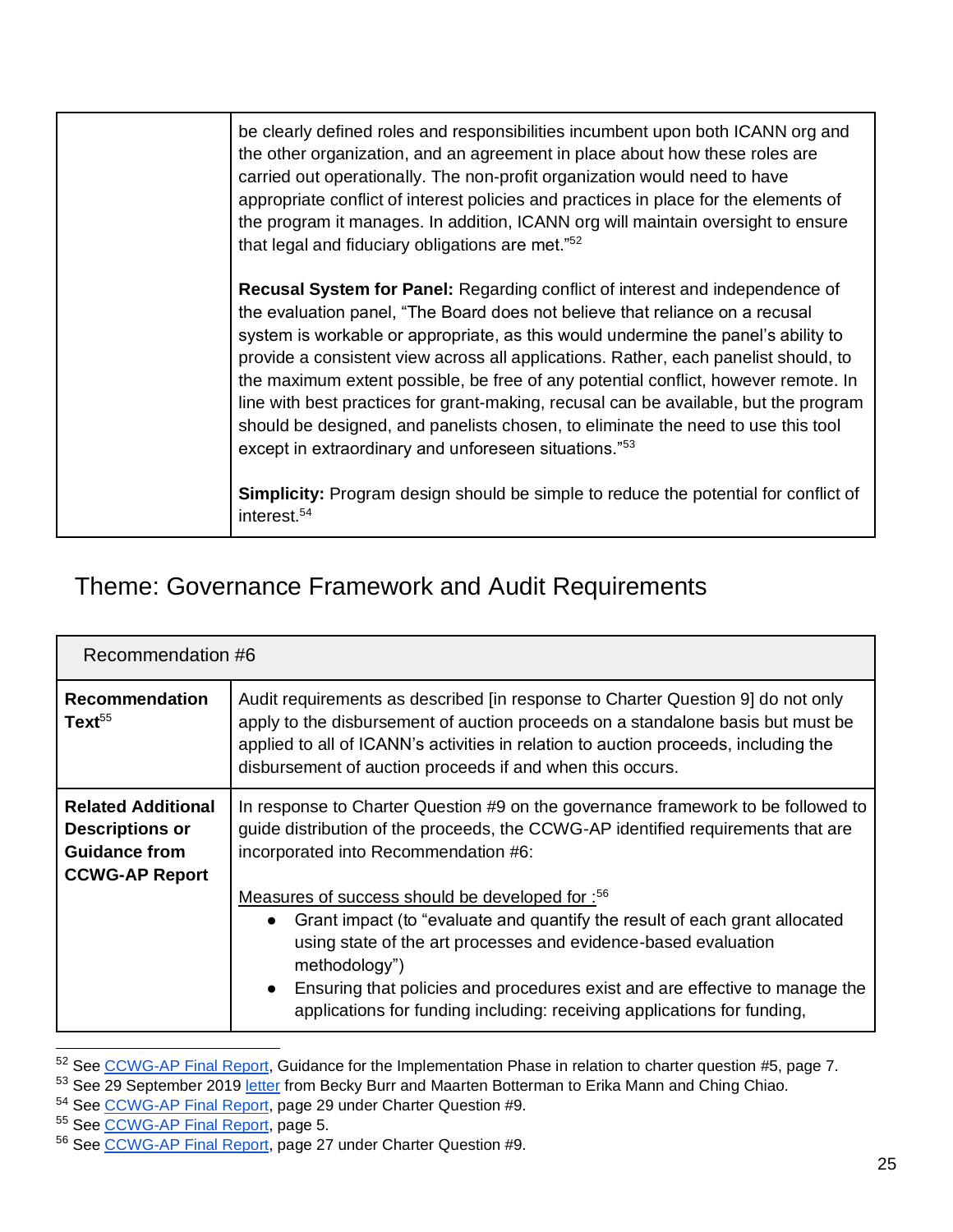| | |
|---|---|
| | be clearly defined roles and responsibilities incumbent upon both ICANN org and the other organization, and an agreement in place about how these roles are carried out operationally. The non-profit organization would need to have appropriate conflict of interest policies and practices in place for the elements of the program it manages. In addition, ICANN org will maintain oversight to ensure that legal and fiduciary obligations are met."[52]<br><br>**Recusal System for Panel:** Regarding conflict of interest and independence of the evaluation panel, "The Board does not believe that reliance on a recusal system is workable or appropriate, as this would undermine the panel's ability to provide a consistent view across all applications. Rather, each panelist should, to the maximum extent possible, be free of any potential conflict, however remote. In line with best practices for grant-making, recusal can be available, but the program should be designed, and panelists chosen, to eliminate the need to use this tool except in extraordinary and unforeseen situations."[53]<br><br>**Simplicity:** Program design should be simple to reduce the potential for conflict of interest.[54] |

## Theme: Governance Framework and Audit Requirements

| Recommendation #6 | |
|---|---|
| **Recommendation Text**[55] | Audit requirements as described [in response to Charter Question 9] do not only apply to the disbursement of auction proceeds on a standalone basis but must be applied to all of ICANN's activities in relation to auction proceeds, including the disbursement of auction proceeds if and when this occurs. |
| **Related Additional Descriptions or Guidance from CCWG-AP Report** | In response to Charter Question #9 on the governance framework to be followed to guide distribution of the proceeds, the CCWG-AP identified requirements that are incorporated into Recommendation #6:<br><br><u>Measures of success should be developed for :</u>[56]<br>● Grant impact (to "evaluate and quantify the result of each grant allocated using state of the art processes and evidence-based evaluation methodology")<br>● Ensuring that policies and procedures exist and are effective to manage the applications for funding including: receiving applications for funding, |

[52] See CCWG-AP Final Report, Guidance for the Implementation Phase in relation to charter question #5, page 7.
[53] See 29 September 2019 letter from Becky Burr and Maarten Botterman to Erika Mann and Ching Chiao.
[54] See CCWG-AP Final Report, page 29 under Charter Question #9.
[55] See CCWG-AP Final Report, page 5.
[56] See CCWG-AP Final Report, page 27 under Charter Question #9.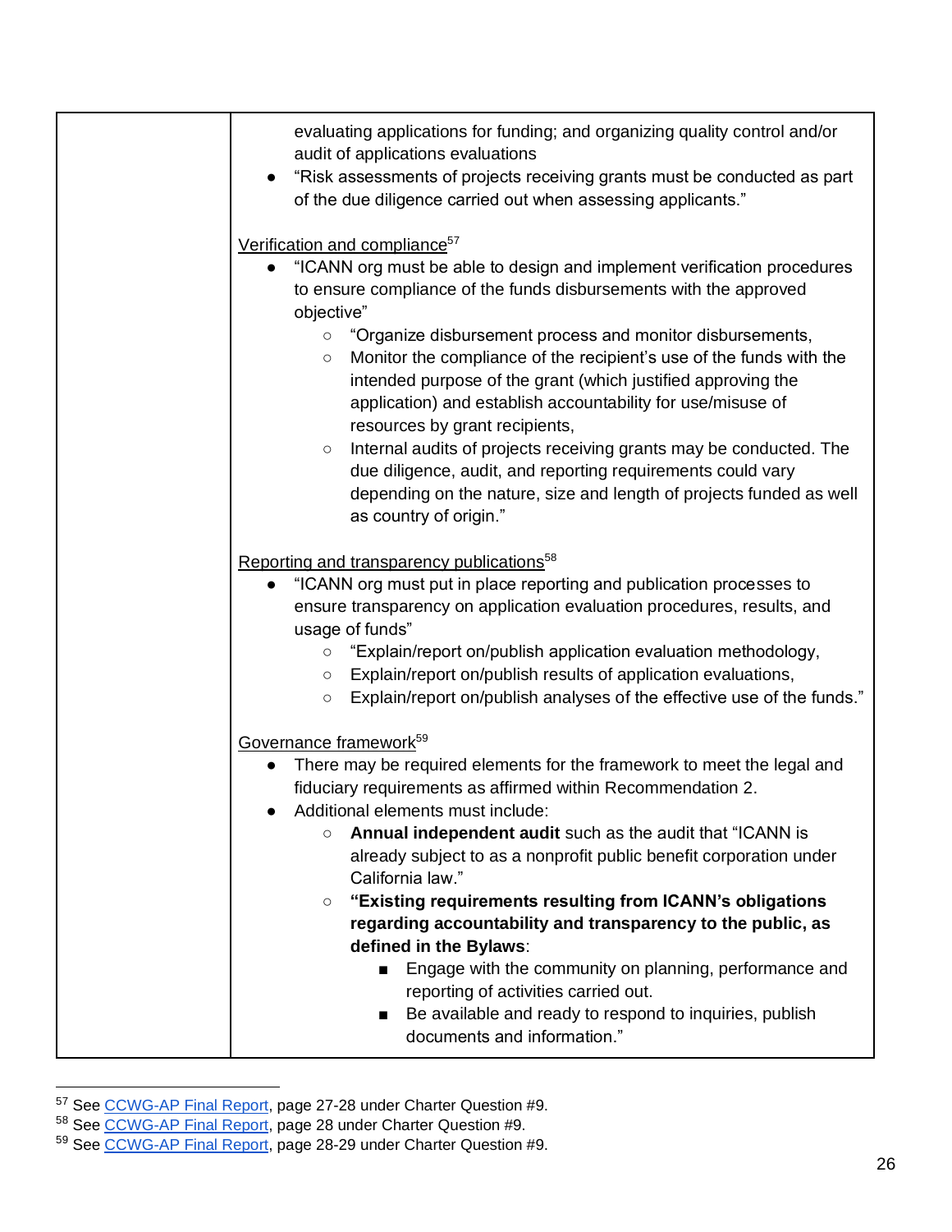| | evaluating applications for funding; and organizing quality control and/or audit of applications evaluations<br>● "Risk assessments of projects receiving grants must be conducted as part of the due diligence carried out when assessing applicants."<br><br>Verification and compliance[57]<br>● "ICANN org must be able to design and implement verification procedures to ensure compliance of the funds disbursements with the approved objective"<br>○ "Organize disbursement process and monitor disbursements,<br>○ Monitor the compliance of the recipient's use of the funds with the intended purpose of the grant (which justified approving the application) and establish accountability for use/misuse of resources by grant recipients,<br>○ Internal audits of projects receiving grants may be conducted. The due diligence, audit, and reporting requirements could vary depending on the nature, size and length of projects funded as well as country of origin."<br><br>Reporting and transparency publications[58]<br>● "ICANN org must put in place reporting and publication processes to ensure transparency on application evaluation procedures, results, and usage of funds"<br>○ "Explain/report on/publish application evaluation methodology,<br>○ Explain/report on/publish results of application evaluations,<br>○ Explain/report on/publish analyses of the effective use of the funds."<br><br>Governance framework[59]<br>● There may be required elements for the framework to meet the legal and fiduciary requirements as affirmed within Recommendation 2.<br>● Additional elements must include:<br>○ **Annual independent audit** such as the audit that "ICANN is already subject to as a nonprofit public benefit corporation under California law."<br>○ **"Existing requirements resulting from ICANN's obligations regarding accountability and transparency to the public, as defined in the Bylaws**:<br>■ Engage with the community on planning, performance and reporting of activities carried out.<br>■ Be available and ready to respond to inquiries, publish documents and information." |
|---|---|

[57] See CCWG-AP Final Report, page 27-28 under Charter Question #9.
[58] See CCWG-AP Final Report, page 28 under Charter Question #9.
[59] See CCWG-AP Final Report, page 28-29 under Charter Question #9.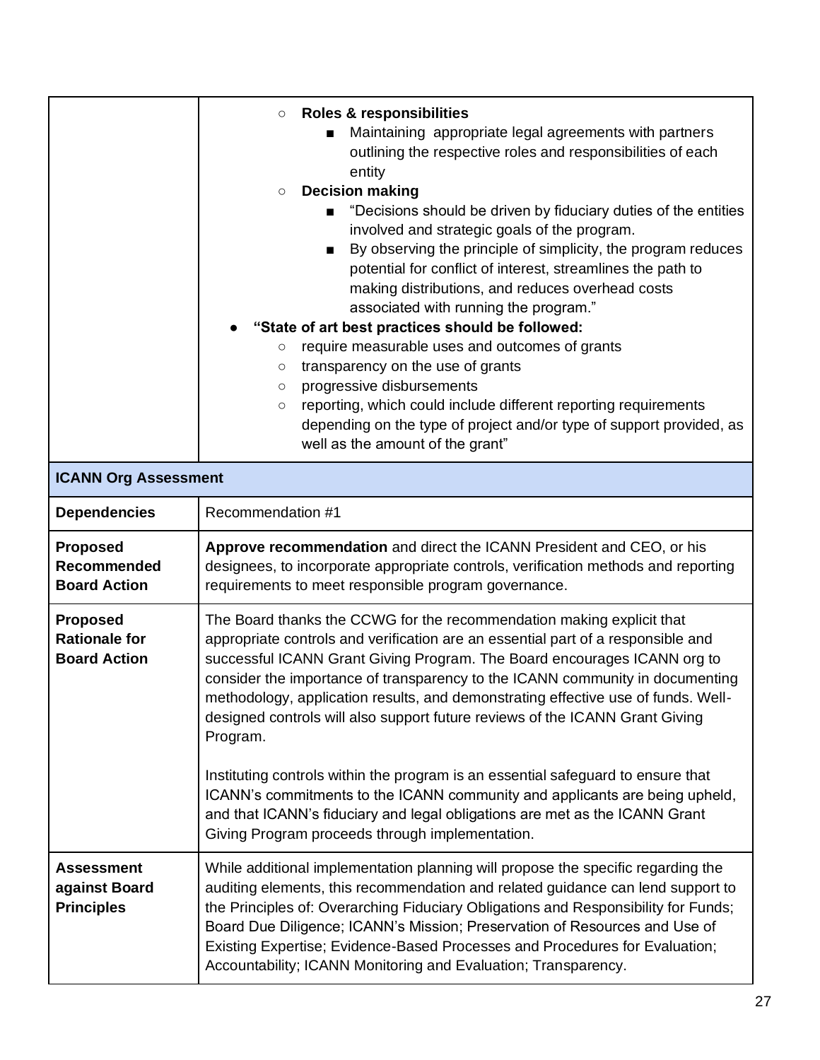| | |
|---|---|
| | ○ **Roles & responsibilities**<br>■ Maintaining appropriate legal agreements with partners outlining the respective roles and responsibilities of each entity<br>○ **Decision making**<br>■ "Decisions should be driven by fiduciary duties of the entities involved and strategic goals of the program.<br>■ By observing the principle of simplicity, the program reduces potential for conflict of interest, streamlines the path to making distributions, and reduces overhead costs associated with running the program."<br>● **"State of art best practices should be followed:**<br>○ require measurable uses and outcomes of grants<br>○ transparency on the use of grants<br>○ progressive disbursements<br>○ reporting, which could include different reporting requirements depending on the type of project and/or type of support provided, as well as the amount of the grant" |
| **ICANN Org Assessment** | |
| **Dependencies** | Recommendation #1 |
| **Proposed Recommended Board Action** | **Approve recommendation** and direct the ICANN President and CEO, or his designees, to incorporate appropriate controls, verification methods and reporting requirements to meet responsible program governance. |
| **Proposed Rationale for Board Action** | The Board thanks the CCWG for the recommendation making explicit that appropriate controls and verification are an essential part of a responsible and successful ICANN Grant Giving Program. The Board encourages ICANN org to consider the importance of transparency to the ICANN community in documenting methodology, application results, and demonstrating effective use of funds. Well-designed controls will also support future reviews of the ICANN Grant Giving Program.<br><br>Instituting controls within the program is an essential safeguard to ensure that ICANN's commitments to the ICANN community and applicants are being upheld, and that ICANN's fiduciary and legal obligations are met as the ICANN Grant Giving Program proceeds through implementation. |
| **Assessment against Board Principles** | While additional implementation planning will propose the specific regarding the auditing elements, this recommendation and related guidance can lend support to the Principles of: Overarching Fiduciary Obligations and Responsibility for Funds; Board Due Diligence; ICANN's Mission; Preservation of Resources and Use of Existing Expertise; Evidence-Based Processes and Procedures for Evaluation; Accountability; ICANN Monitoring and Evaluation; Transparency. |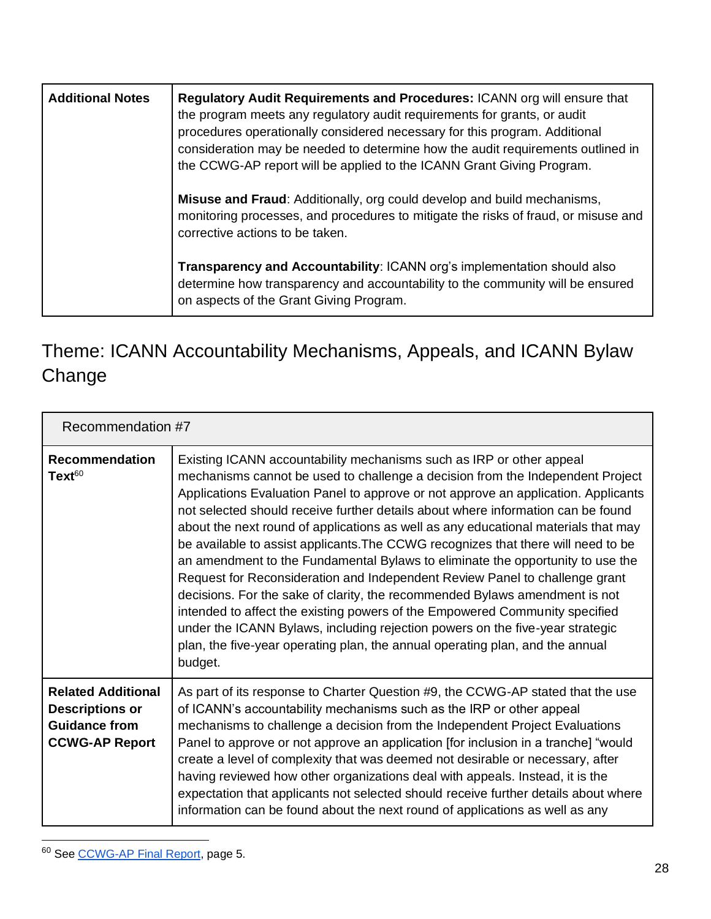| Additional Notes | **Regulatory Audit Requirements and Procedures:** ICANN org will ensure that the program meets any regulatory audit requirements for grants, or audit procedures operationally considered necessary for this program. Additional consideration may be needed to determine how the audit requirements outlined in the CCWG-AP report will be applied to the ICANN Grant Giving Program.<br><br>**Misuse and Fraud**: Additionally, org could develop and build mechanisms, monitoring processes, and procedures to mitigate the risks of fraud, or misuse and corrective actions to be taken.<br><br>**Transparency and Accountability**: ICANN org's implementation should also determine how transparency and accountability to the community will be ensured on aspects of the Grant Giving Program. |
|---|---|

## Theme: ICANN Accountability Mechanisms, Appeals, and ICANN Bylaw Change

| Recommendation #7 | |
|---|---|
| **Recommendation Text**[60] | Existing ICANN accountability mechanisms such as IRP or other appeal mechanisms cannot be used to challenge a decision from the Independent Project Applications Evaluation Panel to approve or not approve an application. Applicants not selected should receive further details about where information can be found about the next round of applications as well as any educational materials that may be available to assist applicants.The CCWG recognizes that there will need to be an amendment to the Fundamental Bylaws to eliminate the opportunity to use the Request for Reconsideration and Independent Review Panel to challenge grant decisions. For the sake of clarity, the recommended Bylaws amendment is not intended to affect the existing powers of the Empowered Community specified under the ICANN Bylaws, including rejection powers on the five-year strategic plan, the five-year operating plan, the annual operating plan, and the annual budget. |
| **Related Additional Descriptions or Guidance from CCWG-AP Report** | As part of its response to Charter Question #9, the CCWG-AP stated that the use of ICANN's accountability mechanisms such as the IRP or other appeal mechanisms to challenge a decision from the Independent Project Evaluations Panel to approve or not approve an application [for inclusion in a tranche] "would create a level of complexity that was deemed not desirable or necessary, after having reviewed how other organizations deal with appeals. Instead, it is the expectation that applicants not selected should receive further details about where information can be found about the next round of applications as well as any |

[60] See CCWG-AP Final Report, page 5.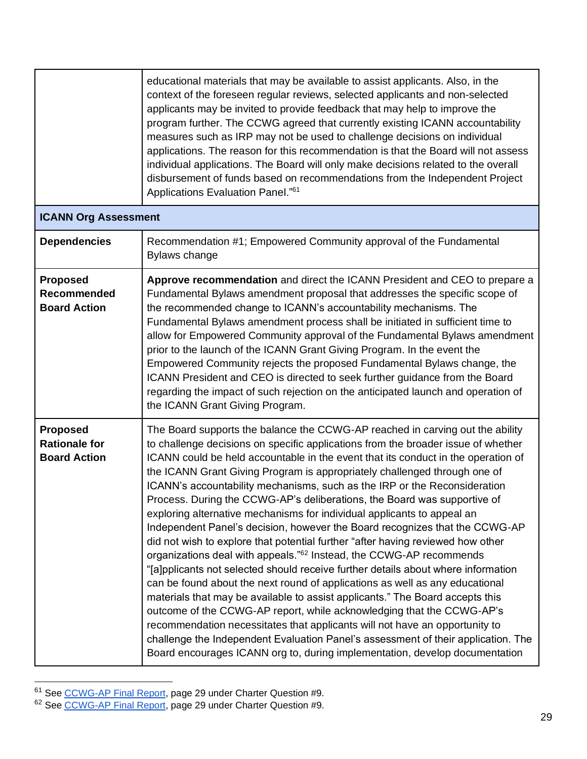| | |
|---|---|
| | educational materials that may be available to assist applicants. Also, in the context of the foreseen regular reviews, selected applicants and non-selected applicants may be invited to provide feedback that may help to improve the program further. The CCWG agreed that currently existing ICANN accountability measures such as IRP may not be used to challenge decisions on individual applications. The reason for this recommendation is that the Board will not assess individual applications. The Board will only make decisions related to the overall disbursement of funds based on recommendations from the Independent Project Applications Evaluation Panel."[61] |
| **ICANN Org Assessment** | |
| **Dependencies** | Recommendation #1; Empowered Community approval of the Fundamental Bylaws change |
| **Proposed Recommended Board Action** | **Approve recommendation** and direct the ICANN President and CEO to prepare a Fundamental Bylaws amendment proposal that addresses the specific scope of the recommended change to ICANN's accountability mechanisms. The Fundamental Bylaws amendment process shall be initiated in sufficient time to allow for Empowered Community approval of the Fundamental Bylaws amendment prior to the launch of the ICANN Grant Giving Program. In the event the Empowered Community rejects the proposed Fundamental Bylaws change, the ICANN President and CEO is directed to seek further guidance from the Board regarding the impact of such rejection on the anticipated launch and operation of the ICANN Grant Giving Program. |
| **Proposed Rationale for Board Action** | The Board supports the balance the CCWG-AP reached in carving out the ability to challenge decisions on specific applications from the broader issue of whether ICANN could be held accountable in the event that its conduct in the operation of the ICANN Grant Giving Program is appropriately challenged through one of ICANN's accountability mechanisms, such as the IRP or the Reconsideration Process. During the CCWG-AP's deliberations, the Board was supportive of exploring alternative mechanisms for individual applicants to appeal an Independent Panel's decision, however the Board recognizes that the CCWG-AP did not wish to explore that potential further "after having reviewed how other organizations deal with appeals."[62] Instead, the CCWG-AP recommends "[a]pplicants not selected should receive further details about where information can be found about the next round of applications as well as any educational materials that may be available to assist applicants." The Board accepts this outcome of the CCWG-AP report, while acknowledging that the CCWG-AP's recommendation necessitates that applicants will not have an opportunity to challenge the Independent Evaluation Panel's assessment of their application. The Board encourages ICANN org to, during implementation, develop documentation |

[61] See CCWG-AP Final Report, page 29 under Charter Question #9.

[62] See CCWG-AP Final Report, page 29 under Charter Question #9.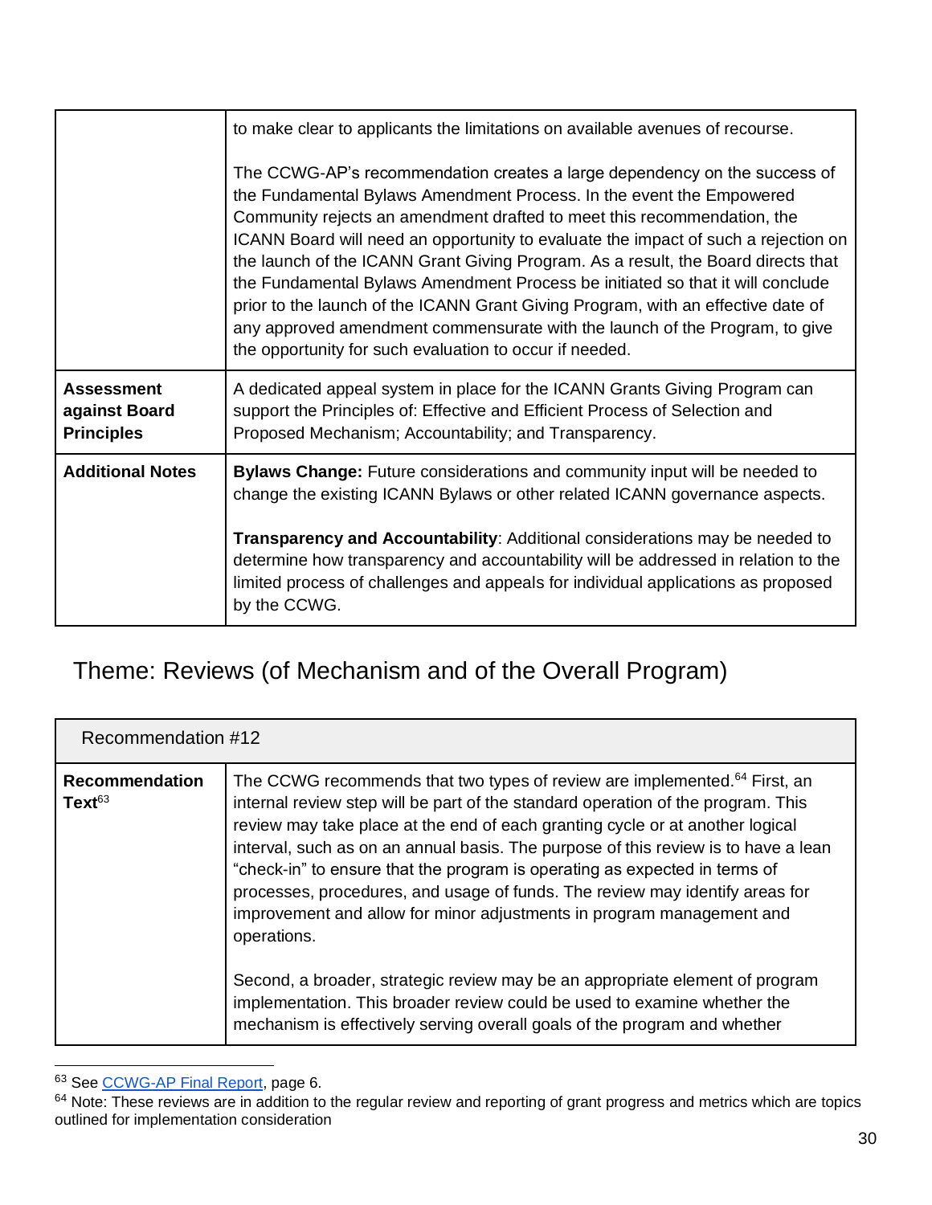| | |
|---|---|
| | to make clear to applicants the limitations on available avenues of recourse.<br><br>The CCWG-AP's recommendation creates a large dependency on the success of the Fundamental Bylaws Amendment Process. In the event the Empowered Community rejects an amendment drafted to meet this recommendation, the ICANN Board will need an opportunity to evaluate the impact of such a rejection on the launch of the ICANN Grant Giving Program. As a result, the Board directs that the Fundamental Bylaws Amendment Process be initiated so that it will conclude prior to the launch of the ICANN Grant Giving Program, with an effective date of any approved amendment commensurate with the launch of the Program, to give the opportunity for such evaluation to occur if needed. |
| **Assessment against Board Principles** | A dedicated appeal system in place for the ICANN Grants Giving Program can support the Principles of: Effective and Efficient Process of Selection and Proposed Mechanism; Accountability; and Transparency. |
| **Additional Notes** | **Bylaws Change:** Future considerations and community input will be needed to change the existing ICANN Bylaws or other related ICANN governance aspects.<br><br>**Transparency and Accountability**: Additional considerations may be needed to determine how transparency and accountability will be addressed in relation to the limited process of challenges and appeals for individual applications as proposed by the CCWG. |

## Theme: Reviews (of Mechanism and of the Overall Program)

| Recommendation #12 | |
|---|---|
| **Recommendation Text**[63] | The CCWG recommends that two types of review are implemented.[64] First, an internal review step will be part of the standard operation of the program. This review may take place at the end of each granting cycle or at another logical interval, such as on an annual basis. The purpose of this review is to have a lean "check-in" to ensure that the program is operating as expected in terms of processes, procedures, and usage of funds. The review may identify areas for improvement and allow for minor adjustments in program management and operations.<br><br>Second, a broader, strategic review may be an appropriate element of program implementation. This broader review could be used to examine whether the mechanism is effectively serving overall goals of the program and whether |

[63] See CCWG-AP Final Report, page 6.

[64] Note: These reviews are in addition to the regular review and reporting of grant progress and metrics which are topics outlined for implementation consideration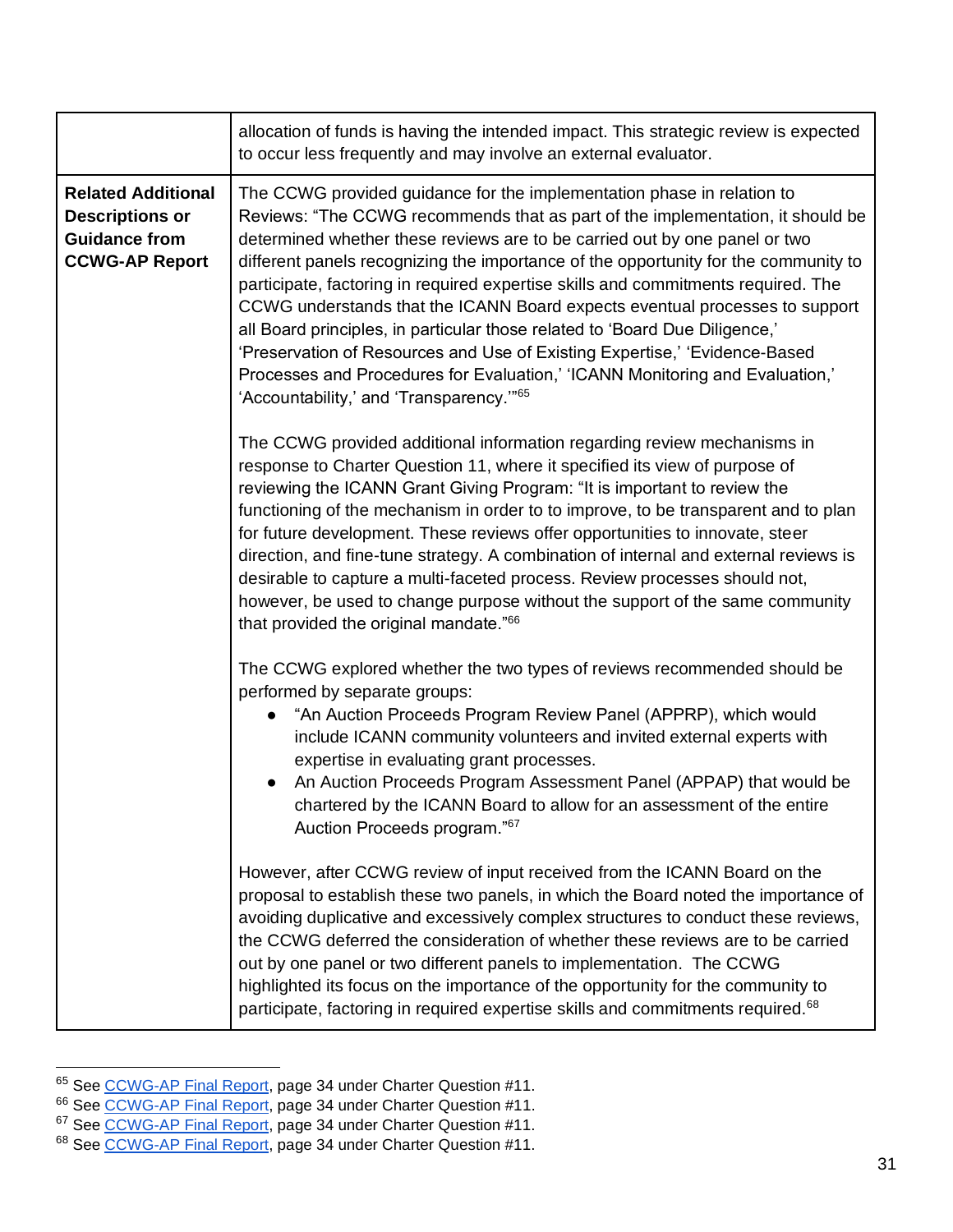| | |
|---|---|
| | allocation of funds is having the intended impact. This strategic review is expected to occur less frequently and may involve an external evaluator. |
| **Related Additional Descriptions or Guidance from CCWG-AP Report** | The CCWG provided guidance for the implementation phase in relation to Reviews: "The CCWG recommends that as part of the implementation, it should be determined whether these reviews are to be carried out by one panel or two different panels recognizing the importance of the opportunity for the community to participate, factoring in required expertise skills and commitments required. The CCWG understands that the ICANN Board expects eventual processes to support all Board principles, in particular those related to 'Board Due Diligence,' 'Preservation of Resources and Use of Existing Expertise,' 'Evidence-Based Processes and Procedures for Evaluation,' 'ICANN Monitoring and Evaluation,' 'Accountability,' and 'Transparency.'"[65]<br><br>The CCWG provided additional information regarding review mechanisms in response to Charter Question 11, where it specified its view of purpose of reviewing the ICANN Grant Giving Program: "It is important to review the functioning of the mechanism in order to to improve, to be transparent and to plan for future development. These reviews offer opportunities to innovate, steer direction, and fine-tune strategy. A combination of internal and external reviews is desirable to capture a multi-faceted process. Review processes should not, however, be used to change purpose without the support of the same community that provided the original mandate."[66]<br><br>The CCWG explored whether the two types of reviews recommended should be performed by separate groups:<br>● "An Auction Proceeds Program Review Panel (APPRP), which would include ICANN community volunteers and invited external experts with expertise in evaluating grant processes.<br>● An Auction Proceeds Program Assessment Panel (APPAP) that would be chartered by the ICANN Board to allow for an assessment of the entire Auction Proceeds program."[67]<br><br>However, after CCWG review of input received from the ICANN Board on the proposal to establish these two panels, in which the Board noted the importance of avoiding duplicative and excessively complex structures to conduct these reviews, the CCWG deferred the consideration of whether these reviews are to be carried out by one panel or two different panels to implementation. The CCWG highlighted its focus on the importance of the opportunity for the community to participate, factoring in required expertise skills and commitments required.[68] |

[65] See CCWG-AP Final Report, page 34 under Charter Question #11.
[66] See CCWG-AP Final Report, page 34 under Charter Question #11.
[67] See CCWG-AP Final Report, page 34 under Charter Question #11.
[68] See CCWG-AP Final Report, page 34 under Charter Question #11.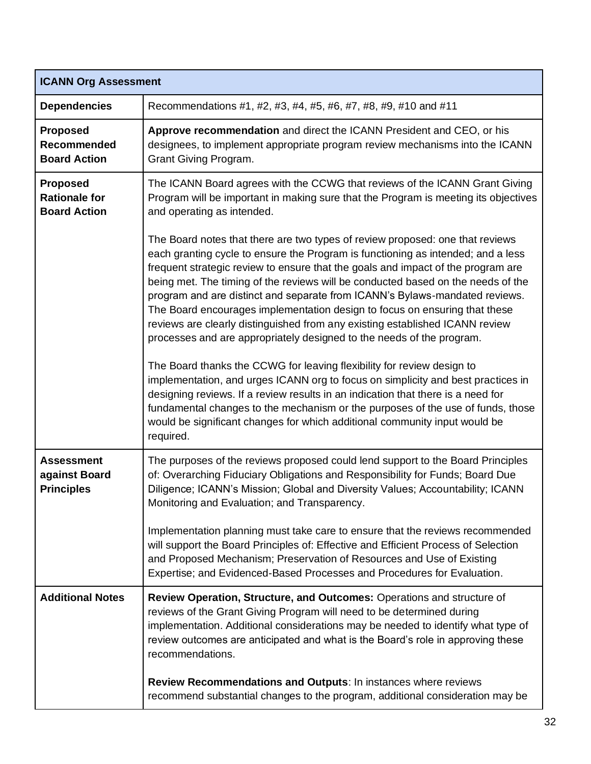| ICANN Org Assessment | |
|---|---|
| **Dependencies** | Recommendations #1, #2, #3, #4, #5, #6, #7, #8, #9, #10 and #11 |
| **Proposed Recommended Board Action** | **Approve recommendation** and direct the ICANN President and CEO, or his designees, to implement appropriate program review mechanisms into the ICANN Grant Giving Program. |
| **Proposed Rationale for Board Action** | The ICANN Board agrees with the CCWG that reviews of the ICANN Grant Giving Program will be important in making sure that the Program is meeting its objectives and operating as intended.<br><br>The Board notes that there are two types of review proposed: one that reviews each granting cycle to ensure the Program is functioning as intended; and a less frequent strategic review to ensure that the goals and impact of the program are being met. The timing of the reviews will be conducted based on the needs of the program and are distinct and separate from ICANN's Bylaws-mandated reviews. The Board encourages implementation design to focus on ensuring that these reviews are clearly distinguished from any existing established ICANN review processes and are appropriately designed to the needs of the program.<br><br>The Board thanks the CCWG for leaving flexibility for review design to implementation, and urges ICANN org to focus on simplicity and best practices in designing reviews. If a review results in an indication that there is a need for fundamental changes to the mechanism or the purposes of the use of funds, those would be significant changes for which additional community input would be required. |
| **Assessment against Board Principles** | The purposes of the reviews proposed could lend support to the Board Principles of: Overarching Fiduciary Obligations and Responsibility for Funds; Board Due Diligence; ICANN's Mission; Global and Diversity Values; Accountability; ICANN Monitoring and Evaluation; and Transparency.<br><br>Implementation planning must take care to ensure that the reviews recommended will support the Board Principles of: Effective and Efficient Process of Selection and Proposed Mechanism; Preservation of Resources and Use of Existing Expertise; and Evidenced-Based Processes and Procedures for Evaluation. |
| **Additional Notes** | **Review Operation, Structure, and Outcomes:** Operations and structure of reviews of the Grant Giving Program will need to be determined during implementation. Additional considerations may be needed to identify what type of review outcomes are anticipated and what is the Board's role in approving these recommendations.<br><br>**Review Recommendations and Outputs**: In instances where reviews recommend substantial changes to the program, additional consideration may be |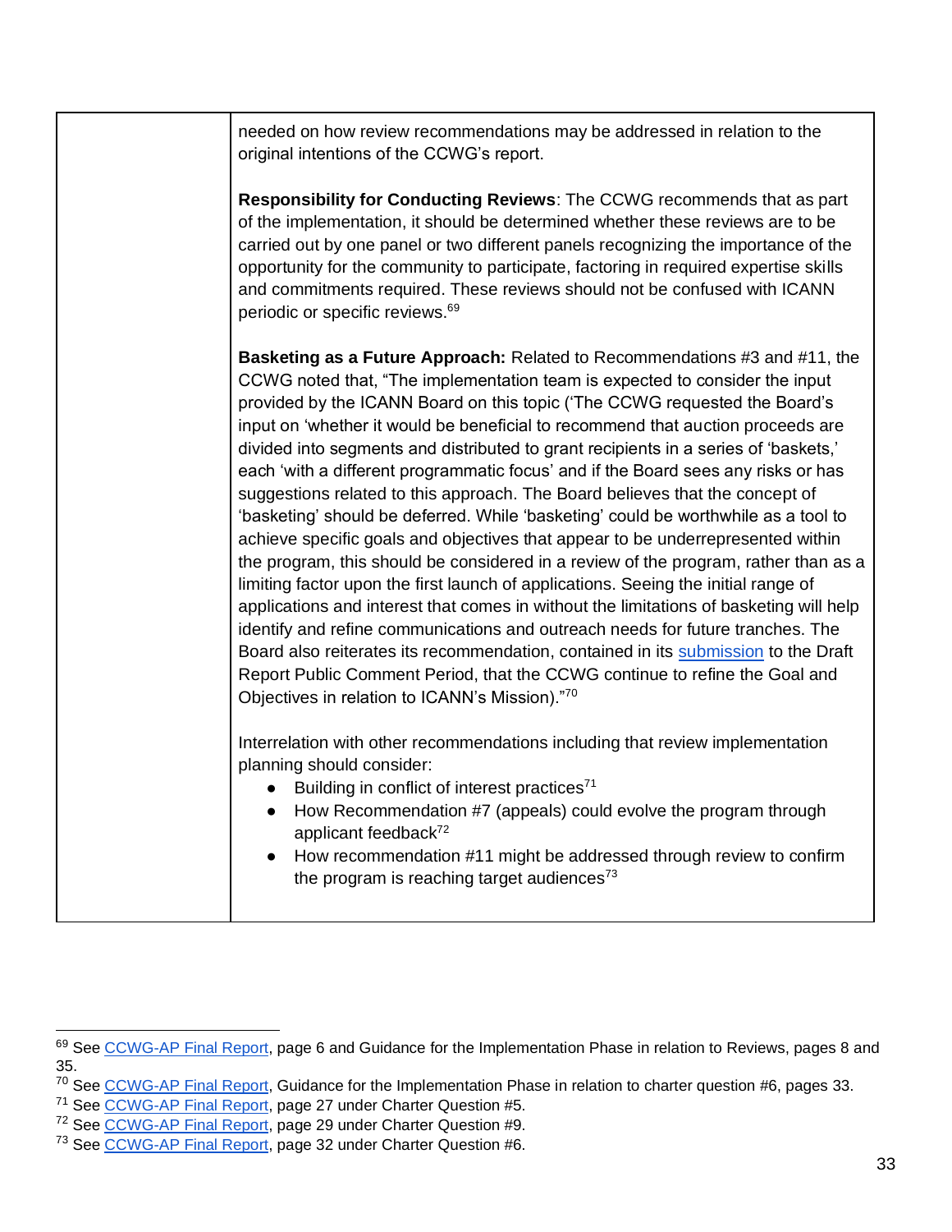| | needed on how review recommendations may be addressed in relation to the original intentions of the CCWG's report.<br><br>**Responsibility for Conducting Reviews**: The CCWG recommends that as part of the implementation, it should be determined whether these reviews are to be carried out by one panel or two different panels recognizing the importance of the opportunity for the community to participate, factoring in required expertise skills and commitments required. These reviews should not be confused with ICANN periodic or specific reviews.[69]<br><br>**Basketing as a Future Approach:** Related to Recommendations #3 and #11, the CCWG noted that, "The implementation team is expected to consider the input provided by the ICANN Board on this topic ('The CCWG requested the Board's input on 'whether it would be beneficial to recommend that auction proceeds are divided into segments and distributed to grant recipients in a series of 'baskets,' each 'with a different programmatic focus' and if the Board sees any risks or has suggestions related to this approach. The Board believes that the concept of 'basketing' should be deferred. While 'basketing' could be worthwhile as a tool to achieve specific goals and objectives that appear to be underrepresented within the program, this should be considered in a review of the program, rather than as a limiting factor upon the first launch of applications. Seeing the initial range of applications and interest that comes in without the limitations of basketing will help identify and refine communications and outreach needs for future tranches. The Board also reiterates its recommendation, contained in its submission to the Draft Report Public Comment Period, that the CCWG continue to refine the Goal and Objectives in relation to ICANN's Mission)."[70]<br><br>Interrelation with other recommendations including that review implementation planning should consider:<br>● Building in conflict of interest practices[71]<br>● How Recommendation #7 (appeals) could evolve the program through applicant feedback[72]<br>● How recommendation #11 might be addressed through review to confirm the program is reaching target audiences[73] |
|---|---|

[69] See CCWG-AP Final Report, page 6 and Guidance for the Implementation Phase in relation to Reviews, pages 8 and 35.

[70] See CCWG-AP Final Report, Guidance for the Implementation Phase in relation to charter question #6, pages 33.

[71] See CCWG-AP Final Report, page 27 under Charter Question #5.

[72] See CCWG-AP Final Report, page 29 under Charter Question #9.

[73] See CCWG-AP Final Report, page 32 under Charter Question #6.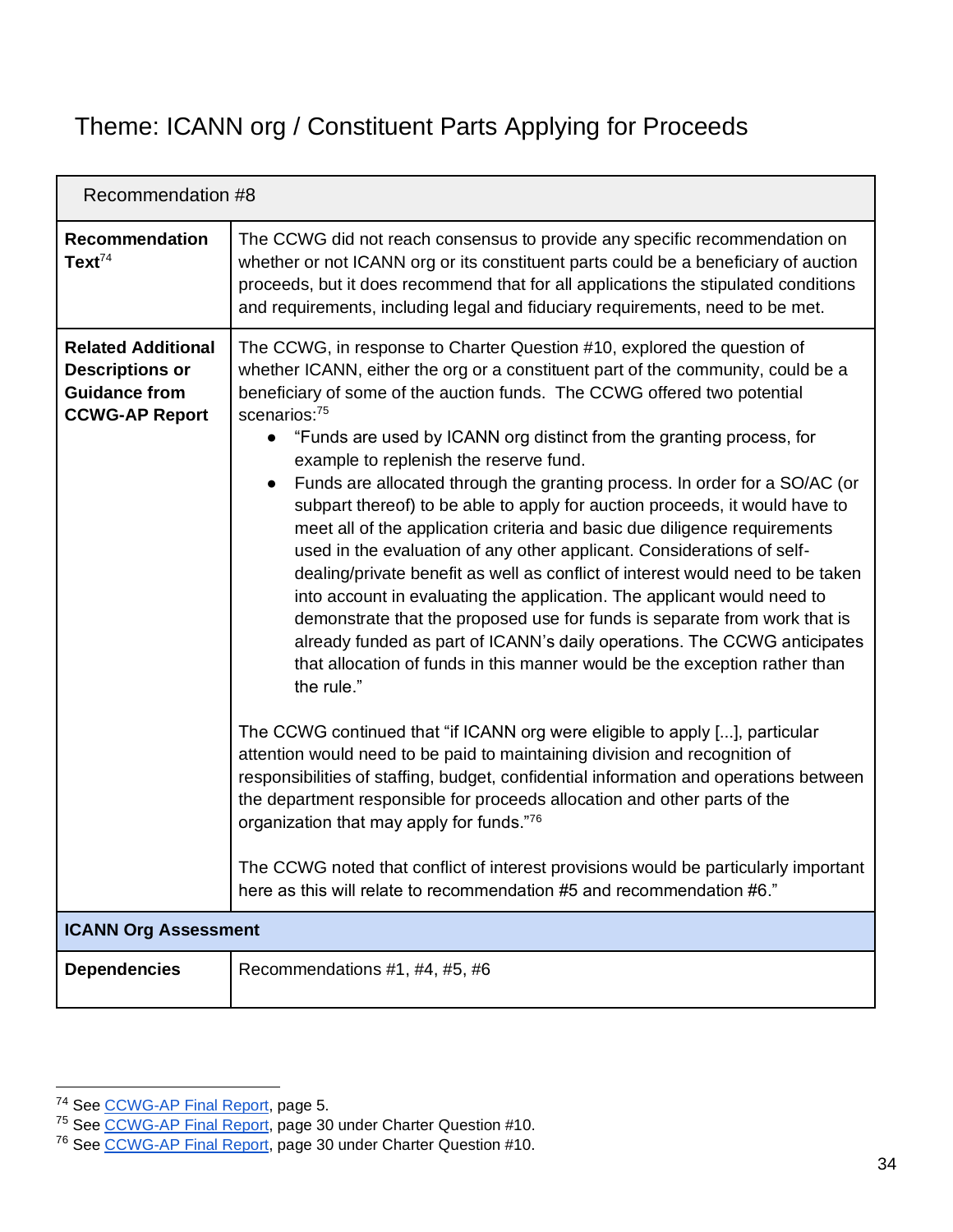## Theme: ICANN org / Constituent Parts Applying for Proceeds

| Recommendation #8 | |
|---|---|
| **Recommendation Text**[74] | The CCWG did not reach consensus to provide any specific recommendation on whether or not ICANN org or its constituent parts could be a beneficiary of auction proceeds, but it does recommend that for all applications the stipulated conditions and requirements, including legal and fiduciary requirements, need to be met. |
| **Related Additional Descriptions or Guidance from CCWG-AP Report** | The CCWG, in response to Charter Question #10, explored the question of whether ICANN, either the org or a constituent part of the community, could be a beneficiary of some of the auction funds. The CCWG offered two potential scenarios:[75]<br>● "Funds are used by ICANN org distinct from the granting process, for example to replenish the reserve fund.<br>● Funds are allocated through the granting process. In order for a SO/AC (or subpart thereof) to be able to apply for auction proceeds, it would have to meet all of the application criteria and basic due diligence requirements used in the evaluation of any other applicant. Considerations of self-dealing/private benefit as well as conflict of interest would need to be taken into account in evaluating the application. The applicant would need to demonstrate that the proposed use for funds is separate from work that is already funded as part of ICANN's daily operations. The CCWG anticipates that allocation of funds in this manner would be the exception rather than the rule."<br><br>The CCWG continued that "if ICANN org were eligible to apply [...], particular attention would need to be paid to maintaining division and recognition of responsibilities of staffing, budget, confidential information and operations between the department responsible for proceeds allocation and other parts of the organization that may apply for funds."[76]<br><br>The CCWG noted that conflict of interest provisions would be particularly important here as this will relate to recommendation #5 and recommendation #6." |
| **ICANN Org Assessment** | |
| **Dependencies** | Recommendations #1, #4, #5, #6 |

[74] See CCWG-AP Final Report, page 5.
[75] See CCWG-AP Final Report, page 30 under Charter Question #10.
[76] See CCWG-AP Final Report, page 30 under Charter Question #10.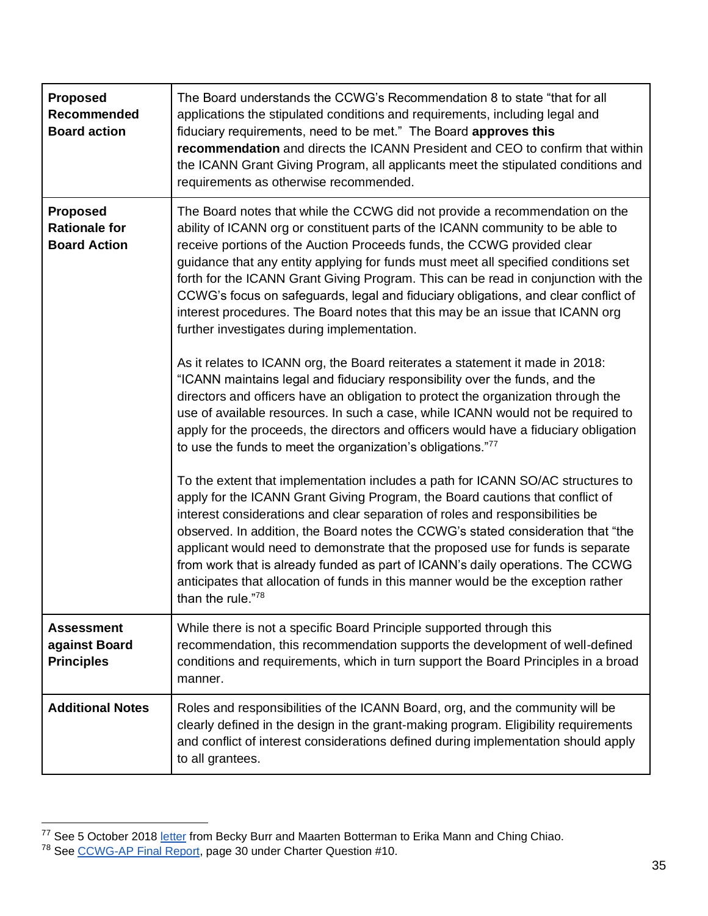| | |
|---|---|
| **Proposed Recommended Board action** | The Board understands the CCWG's Recommendation 8 to state "that for all applications the stipulated conditions and requirements, including legal and fiduciary requirements, need to be met." The Board **approves this recommendation** and directs the ICANN President and CEO to confirm that within the ICANN Grant Giving Program, all applicants meet the stipulated conditions and requirements as otherwise recommended. |
| **Proposed Rationale for Board Action** | The Board notes that while the CCWG did not provide a recommendation on the ability of ICANN org or constituent parts of the ICANN community to be able to receive portions of the Auction Proceeds funds, the CCWG provided clear guidance that any entity applying for funds must meet all specified conditions set forth for the ICANN Grant Giving Program. This can be read in conjunction with the CCWG's focus on safeguards, legal and fiduciary obligations, and clear conflict of interest procedures. The Board notes that this may be an issue that ICANN org further investigates during implementation.<br><br>As it relates to ICANN org, the Board reiterates a statement it made in 2018: "ICANN maintains legal and fiduciary responsibility over the funds, and the directors and officers have an obligation to protect the organization through the use of available resources. In such a case, while ICANN would not be required to apply for the proceeds, the directors and officers would have a fiduciary obligation to use the funds to meet the organization's obligations."[77]<br><br>To the extent that implementation includes a path for ICANN SO/AC structures to apply for the ICANN Grant Giving Program, the Board cautions that conflict of interest considerations and clear separation of roles and responsibilities be observed. In addition, the Board notes the CCWG's stated consideration that "the applicant would need to demonstrate that the proposed use for funds is separate from work that is already funded as part of ICANN's daily operations. The CCWG anticipates that allocation of funds in this manner would be the exception rather than the rule."[78] |
| **Assessment against Board Principles** | While there is not a specific Board Principle supported through this recommendation, this recommendation supports the development of well-defined conditions and requirements, which in turn support the Board Principles in a broad manner. |
| **Additional Notes** | Roles and responsibilities of the ICANN Board, org, and the community will be clearly defined in the design in the grant-making program. Eligibility requirements and conflict of interest considerations defined during implementation should apply to all grantees. |

[77] See 5 October 2018 letter from Becky Burr and Maarten Botterman to Erika Mann and Ching Chiao.

[78] See CCWG-AP Final Report, page 30 under Charter Question #10.